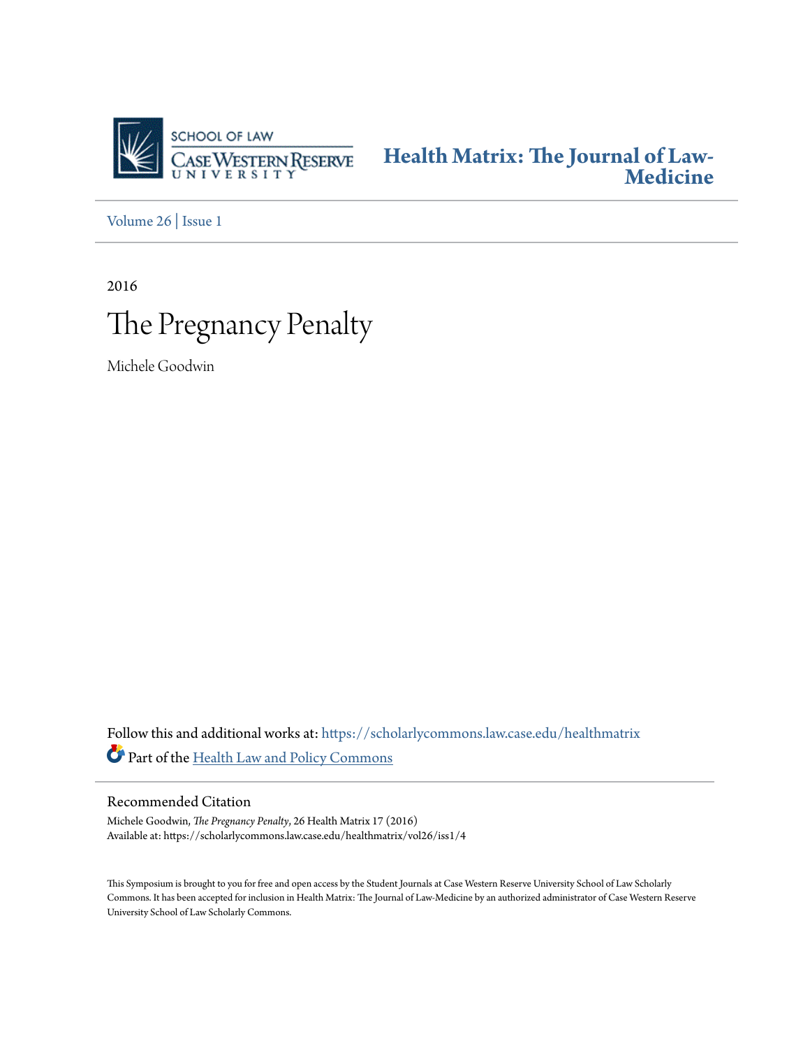SCHOOL OF LAW
CASE WESTERN RESERVE
UNIVERSITY

**Health Matrix: The Journal of Law-Medicine**

Volume 26 | Issue 1

2016

# The Pregnancy Penalty

Michele Goodwin

Follow this and additional works at: https://scholarlycommons.law.case.edu/healthmatrix

Part of the Health Law and Policy Commons

## Recommended Citation

Michele Goodwin, *The Pregnancy Penalty*, 26 Health Matrix 17 (2016)
Available at: https://scholarlycommons.law.case.edu/healthmatrix/vol26/iss1/4

This Symposium is brought to you for free and open access by the Student Journals at Case Western Reserve University School of Law Scholarly Commons. It has been accepted for inclusion in Health Matrix: The Journal of Law-Medicine by an authorized administrator of Case Western Reserve University School of Law Scholarly Commons.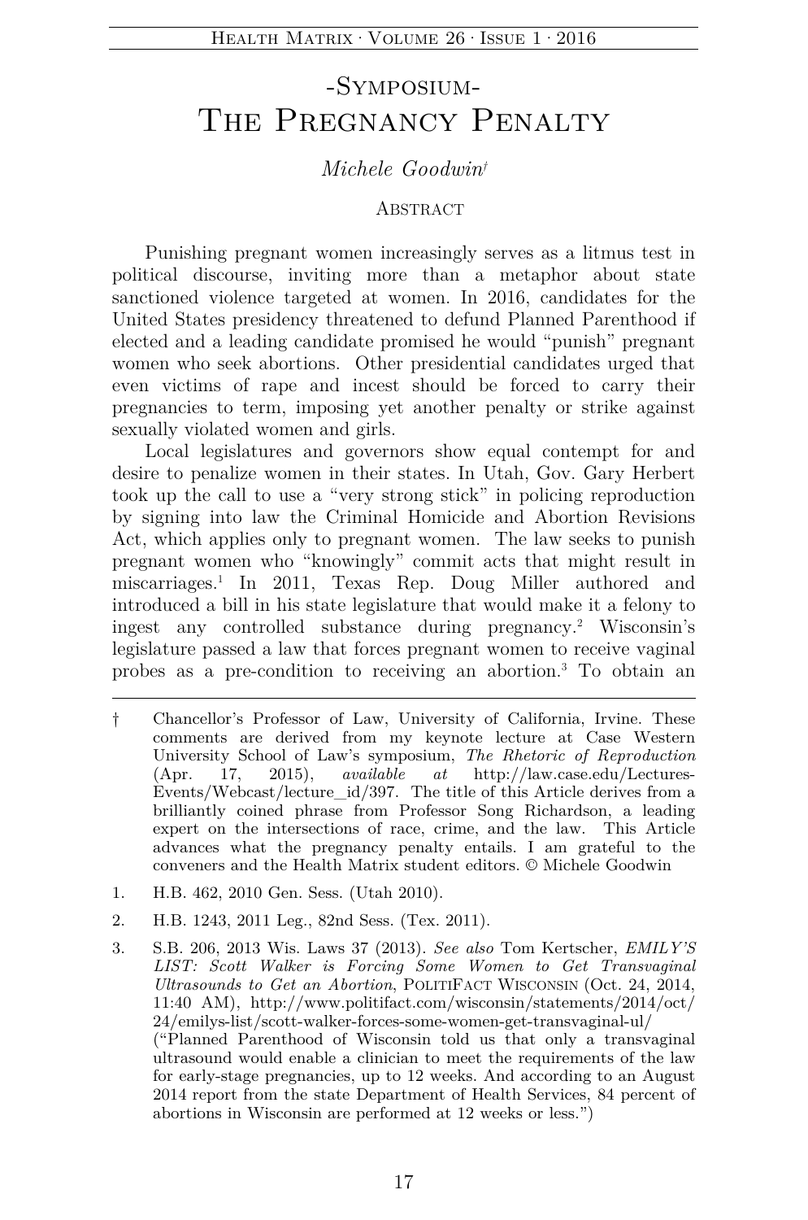# -Symposium-
# The Pregnancy Penalty

*Michele Goodwin*[†]

## Abstract

Punishing pregnant women increasingly serves as a litmus test in political discourse, inviting more than a metaphor about state sanctioned violence targeted at women. In 2016, candidates for the United States presidency threatened to defund Planned Parenthood if elected and a leading candidate promised he would "punish" pregnant women who seek abortions. Other presidential candidates urged that even victims of rape and incest should be forced to carry their pregnancies to term, imposing yet another penalty or strike against sexually violated women and girls.

Local legislatures and governors show equal contempt for and desire to penalize women in their states. In Utah, Gov. Gary Herbert took up the call to use a "very strong stick" in policing reproduction by signing into law the Criminal Homicide and Abortion Revisions Act, which applies only to pregnant women. The law seeks to punish pregnant women who "knowingly" commit acts that might result in miscarriages.[1] In 2011, Texas Rep. Doug Miller authored and introduced a bill in his state legislature that would make it a felony to ingest any controlled substance during pregnancy.[2] Wisconsin's legislature passed a law that forces pregnant women to receive vaginal probes as a pre-condition to receiving an abortion.[3] To obtain an

---

† Chancellor's Professor of Law, University of California, Irvine. These comments are derived from my keynote lecture at Case Western University School of Law's symposium, *The Rhetoric of Reproduction* (Apr. 17, 2015), *available at* http://law.case.edu/Lectures-Events/Webcast/lecture_id/397. The title of this Article derives from a brilliantly coined phrase from Professor Song Richardson, a leading expert on the intersections of race, crime, and the law. This Article advances what the pregnancy penalty entails. I am grateful to the conveners and the Health Matrix student editors. © Michele Goodwin

1. H.B. 462, 2010 Gen. Sess. (Utah 2010).

2. H.B. 1243, 2011 Leg., 82nd Sess. (Tex. 2011).

3. S.B. 206, 2013 Wis. Laws 37 (2013). *See also* Tom Kertscher, *EMILY'S LIST: Scott Walker is Forcing Some Women to Get Transvaginal Ultrasounds to Get an Abortion*, PolitiFact Wisconsin (Oct. 24, 2014, 11:40 AM), http://www.politifact.com/wisconsin/statements/2014/oct/24/emilys-list/scott-walker-forces-some-women-get-transvaginal-ul/ ("Planned Parenthood of Wisconsin told us that only a transvaginal ultrasound would enable a clinician to meet the requirements of the law for early-stage pregnancies, up to 12 weeks. And according to an August 2014 report from the state Department of Health Services, 84 percent of abortions in Wisconsin are performed at 12 weeks or less.")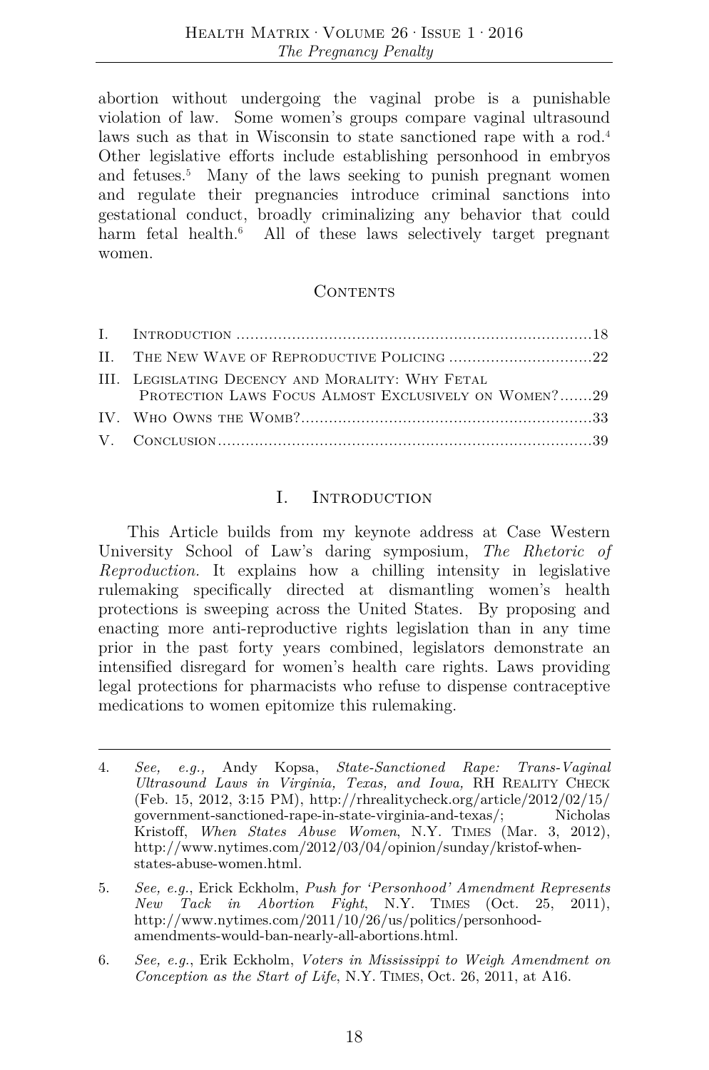abortion without undergoing the vaginal probe is a punishable violation of law. Some women's groups compare vaginal ultrasound laws such as that in Wisconsin to state sanctioned rape with a rod.[4] Other legislative efforts include establishing personhood in embryos and fetuses.[5] Many of the laws seeking to punish pregnant women and regulate their pregnancies introduce criminal sanctions into gestational conduct, broadly criminalizing any behavior that could harm fetal health.[6] All of these laws selectively target pregnant women.

## Contents

I. Introduction ..... 18
II. The New Wave of Reproductive Policing ..... 22
III. Legislating Decency and Morality: Why Fetal Protection Laws Focus Almost Exclusively on Women? ..... 29
IV. Who Owns the Womb? ..... 33
V. Conclusion ..... 39

## I. Introduction

This Article builds from my keynote address at Case Western University School of Law's daring symposium, *The Rhetoric of Reproduction.* It explains how a chilling intensity in legislative rulemaking specifically directed at dismantling women's health protections is sweeping across the United States. By proposing and enacting more anti-reproductive rights legislation than in any time prior in the past forty years combined, legislators demonstrate an intensified disregard for women's health care rights. Laws providing legal protections for pharmacists who refuse to dispense contraceptive medications to women epitomize this rulemaking.

---

4. *See, e.g.,* Andy Kopsa, *State-Sanctioned Rape: Trans-Vaginal Ultrasound Laws in Virginia, Texas, and Iowa,* RH Reality Check (Feb. 15, 2012, 3:15 PM), http://rhrealitycheck.org/article/2012/02/15/government-sanctioned-rape-in-state-virginia-and-texas/; Nicholas Kristoff, *When States Abuse Women*, N.Y. Times (Mar. 3, 2012), http://www.nytimes.com/2012/03/04/opinion/sunday/kristof-when-states-abuse-women.html.

5. *See, e.g.*, Erick Eckholm, *Push for 'Personhood' Amendment Represents New Tack in Abortion Fight*, N.Y. Times (Oct. 25, 2011), http://www.nytimes.com/2011/10/26/us/politics/personhood-amendments-would-ban-nearly-all-abortions.html.

6. *See, e.g.*, Erik Eckholm, *Voters in Mississippi to Weigh Amendment on Conception as the Start of Life*, N.Y. Times, Oct. 26, 2011, at A16.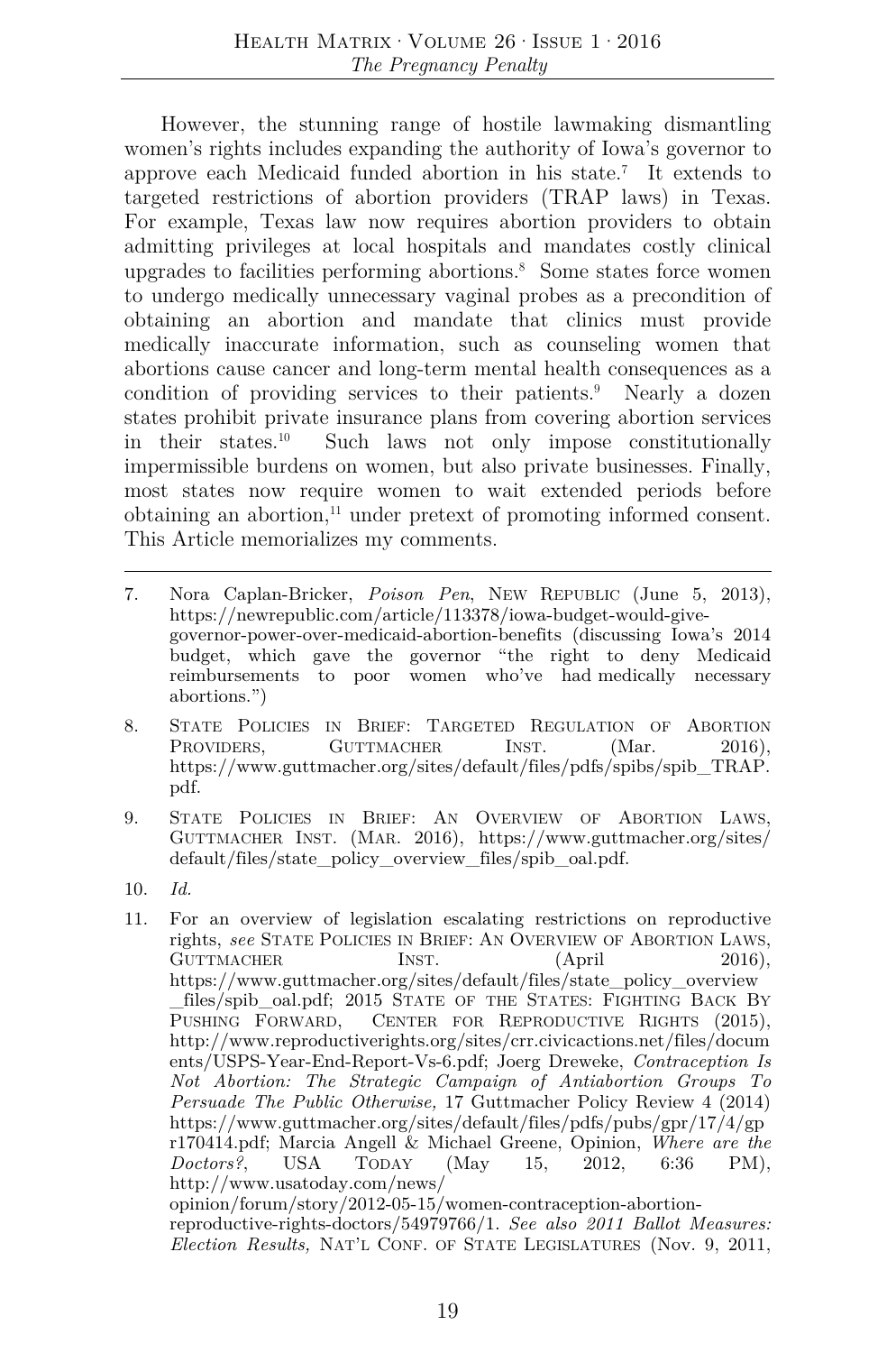However, the stunning range of hostile lawmaking dismantling women's rights includes expanding the authority of Iowa's governor to approve each Medicaid funded abortion in his state.[7] It extends to targeted restrictions of abortion providers (TRAP laws) in Texas. For example, Texas law now requires abortion providers to obtain admitting privileges at local hospitals and mandates costly clinical upgrades to facilities performing abortions.[8] Some states force women to undergo medically unnecessary vaginal probes as a precondition of obtaining an abortion and mandate that clinics must provide medically inaccurate information, such as counseling women that abortions cause cancer and long-term mental health consequences as a condition of providing services to their patients.[9] Nearly a dozen states prohibit private insurance plans from covering abortion services in their states.[10] Such laws not only impose constitutionally impermissible burdens on women, but also private businesses. Finally, most states now require women to wait extended periods before obtaining an abortion,[11] under pretext of promoting informed consent. This Article memorializes my comments.

---

7. Nora Caplan-Bricker, *Poison Pen*, NEW REPUBLIC (June 5, 2013), https://newrepublic.com/article/113378/iowa-budget-would-give-governor-power-over-medicaid-abortion-benefits (discussing Iowa's 2014 budget, which gave the governor "the right to deny Medicaid reimbursements to poor women who've had medically necessary abortions.")

8. STATE POLICIES IN BRIEF: TARGETED REGULATION OF ABORTION PROVIDERS, GUTTMACHER INST. (Mar. 2016), https://www.guttmacher.org/sites/default/files/pdfs/spibs/spib_TRAP.pdf.

9. STATE POLICIES IN BRIEF: AN OVERVIEW OF ABORTION LAWS, GUTTMACHER INST. (MAR. 2016), https://www.guttmacher.org/sites/default/files/state_policy_overview_files/spib_oal.pdf.

10. *Id.*

11. For an overview of legislation escalating restrictions on reproductive rights, *see* STATE POLICIES IN BRIEF: AN OVERVIEW OF ABORTION LAWS, GUTTMACHER INST. (April 2016), https://www.guttmacher.org/sites/default/files/state_policy_overview_files/spib_oal.pdf; 2015 STATE OF THE STATES: FIGHTING BACK BY PUSHING FORWARD, CENTER FOR REPRODUCTIVE RIGHTS (2015), http://www.reproductiverights.org/sites/crr.civicactions.net/files/documents/USPS-Year-End-Report-Vs-6.pdf; Joerg Dreweke, *Contraception Is Not Abortion: The Strategic Campaign of Antiabortion Groups To Persuade The Public Otherwise,* 17 Guttmacher Policy Review 4 (2014) https://www.guttmacher.org/sites/default/files/pdfs/pubs/gpr/17/4/gpr170414.pdf; Marcia Angell & Michael Greene, Opinion, *Where are the Doctors?*, USA TODAY (May 15, 2012, 6:36 PM), http://www.usatoday.com/news/opinion/forum/story/2012-05-15/women-contraception-abortion-reproductive-rights-doctors/54979766/1. *See also 2011 Ballot Measures: Election Results,* NAT'L CONF. OF STATE LEGISLATURES (Nov. 9, 2011,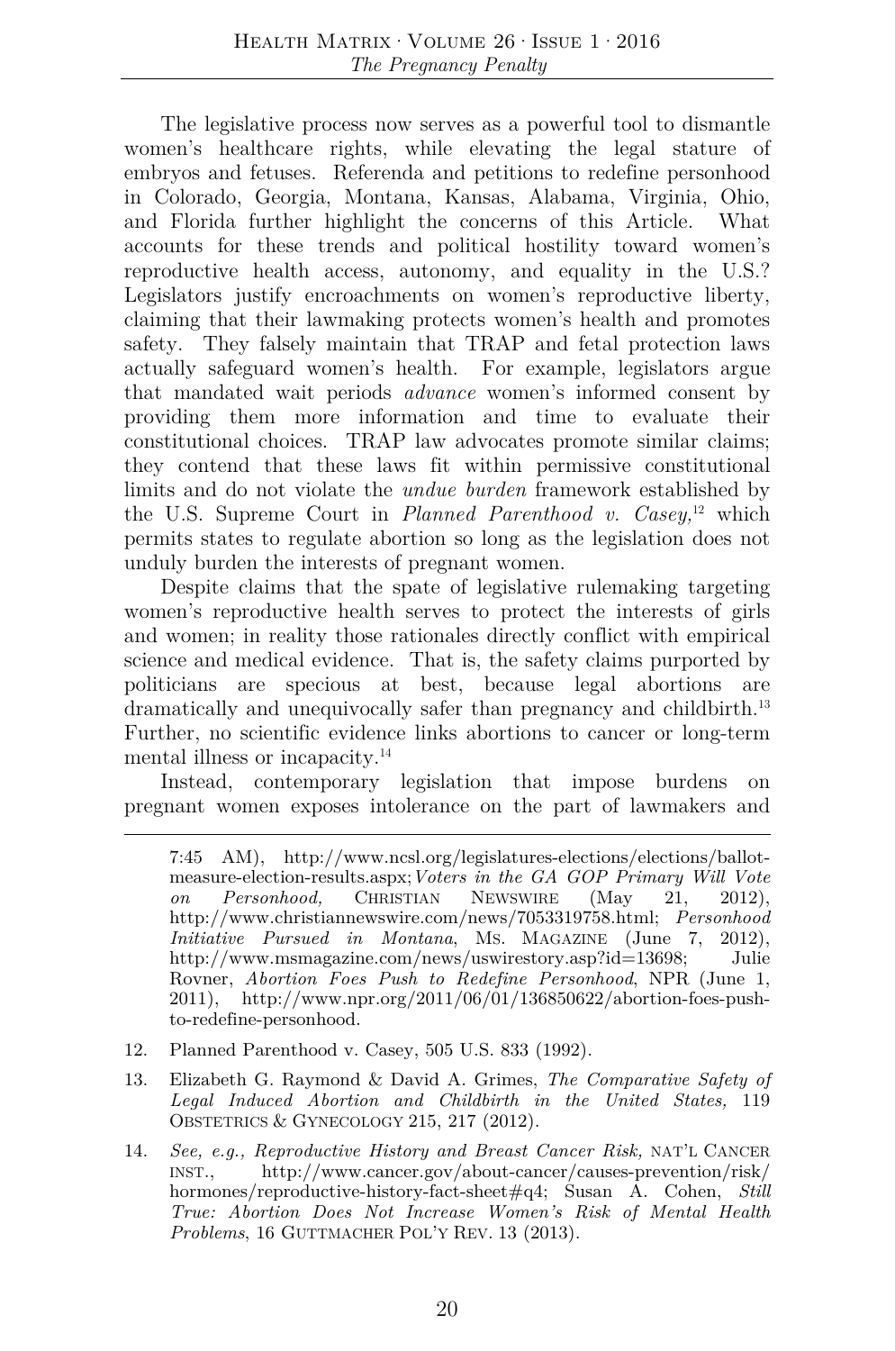The legislative process now serves as a powerful tool to dismantle women's healthcare rights, while elevating the legal stature of embryos and fetuses. Referenda and petitions to redefine personhood in Colorado, Georgia, Montana, Kansas, Alabama, Virginia, Ohio, and Florida further highlight the concerns of this Article. What accounts for these trends and political hostility toward women's reproductive health access, autonomy, and equality in the U.S.? Legislators justify encroachments on women's reproductive liberty, claiming that their lawmaking protects women's health and promotes safety. They falsely maintain that TRAP and fetal protection laws actually safeguard women's health. For example, legislators argue that mandated wait periods *advance* women's informed consent by providing them more information and time to evaluate their constitutional choices. TRAP law advocates promote similar claims; they contend that these laws fit within permissive constitutional limits and do not violate the *undue burden* framework established by the U.S. Supreme Court in *Planned Parenthood v. Casey,*[12] which permits states to regulate abortion so long as the legislation does not unduly burden the interests of pregnant women.

Despite claims that the spate of legislative rulemaking targeting women's reproductive health serves to protect the interests of girls and women; in reality those rationales directly conflict with empirical science and medical evidence. That is, the safety claims purported by politicians are specious at best, because legal abortions are dramatically and unequivocally safer than pregnancy and childbirth.[13] Further, no scientific evidence links abortions to cancer or long-term mental illness or incapacity.[14]

Instead, contemporary legislation that impose burdens on pregnant women exposes intolerance on the part of lawmakers and

---

7:45 AM), http://www.ncsl.org/legislatures-elections/elections/ballot-measure-election-results.aspx; *Voters in the GA GOP Primary Will Vote on Personhood,* CHRISTIAN NEWSWIRE (May 21, 2012), http://www.christiannewswire.com/news/7053319758.html; *Personhood Initiative Pursued in Montana*, MS. MAGAZINE (June 7, 2012), http://www.msmagazine.com/news/uswirestory.asp?id=13698; Julie Rovner, *Abortion Foes Push to Redefine Personhood*, NPR (June 1, 2011), http://www.npr.org/2011/06/01/136850622/abortion-foes-push-to-redefine-personhood.

12. Planned Parenthood v. Casey, 505 U.S. 833 (1992).

13. Elizabeth G. Raymond & David A. Grimes, *The Comparative Safety of Legal Induced Abortion and Childbirth in the United States,* 119 OBSTETRICS & GYNECOLOGY 215, 217 (2012).

14. *See, e.g., Reproductive History and Breast Cancer Risk,* NAT'L CANCER INST., http://www.cancer.gov/about-cancer/causes-prevention/risk/hormones/reproductive-history-fact-sheet#q4; Susan A. Cohen, *Still True: Abortion Does Not Increase Women's Risk of Mental Health Problems*, 16 GUTTMACHER POL'Y REV. 13 (2013).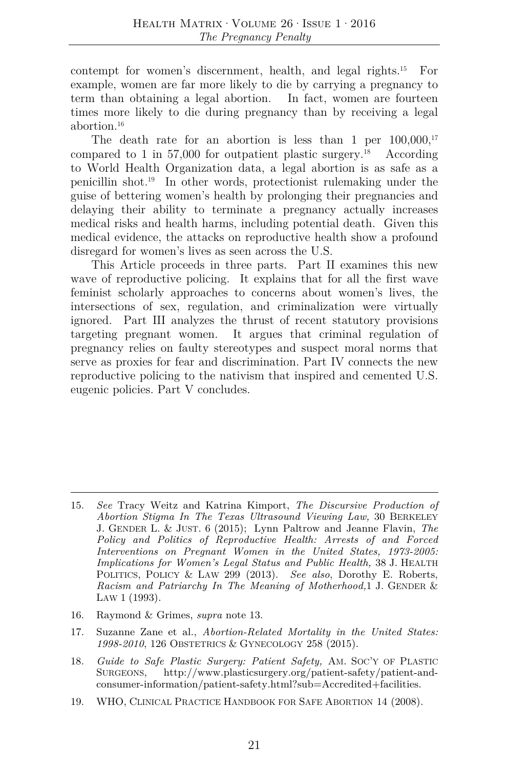contempt for women's discernment, health, and legal rights.[15] For example, women are far more likely to die by carrying a pregnancy to term than obtaining a legal abortion. In fact, women are fourteen times more likely to die during pregnancy than by receiving a legal abortion.[16]

The death rate for an abortion is less than 1 per 100,000,[17] compared to 1 in 57,000 for outpatient plastic surgery.[18] According to World Health Organization data, a legal abortion is as safe as a penicillin shot.[19] In other words, protectionist rulemaking under the guise of bettering women's health by prolonging their pregnancies and delaying their ability to terminate a pregnancy actually increases medical risks and health harms, including potential death. Given this medical evidence, the attacks on reproductive health show a profound disregard for women's lives as seen across the U.S.

This Article proceeds in three parts. Part II examines this new wave of reproductive policing. It explains that for all the first wave feminist scholarly approaches to concerns about women's lives, the intersections of sex, regulation, and criminalization were virtually ignored. Part III analyzes the thrust of recent statutory provisions targeting pregnant women. It argues that criminal regulation of pregnancy relies on faulty stereotypes and suspect moral norms that serve as proxies for fear and discrimination. Part IV connects the new reproductive policing to the nativism that inspired and cemented U.S. eugenic policies. Part V concludes.

---

15. *See* Tracy Weitz and Katrina Kimport, *The Discursive Production of Abortion Stigma In The Texas Ultrasound Viewing Law,* 30 BERKELEY J. GENDER L. & JUST. 6 (2015); Lynn Paltrow and Jeanne Flavin, *The Policy and Politics of Reproductive Health: Arrests of and Forced Interventions on Pregnant Women in the United States, 1973-2005: Implications for Women's Legal Status and Public Health,* 38 J. HEALTH POLITICS, POLICY & LAW 299 (2013). *See also*, Dorothy E. Roberts, *Racism and Patriarchy In The Meaning of Motherhood,*1 J. GENDER & LAW 1 (1993).

16. Raymond & Grimes, *supra* note 13.

17. Suzanne Zane et al., *Abortion-Related Mortality in the United States: 1998-2010*, 126 OBSTETRICS & GYNECOLOGY 258 (2015).

18. *Guide to Safe Plastic Surgery: Patient Safety,* AM. SOC'Y OF PLASTIC SURGEONS, http://www.plasticsurgery.org/patient-safety/patient-and-consumer-information/patient-safety.html?sub=Accredited+facilities.

19. WHO, CLINICAL PRACTICE HANDBOOK FOR SAFE ABORTION 14 (2008).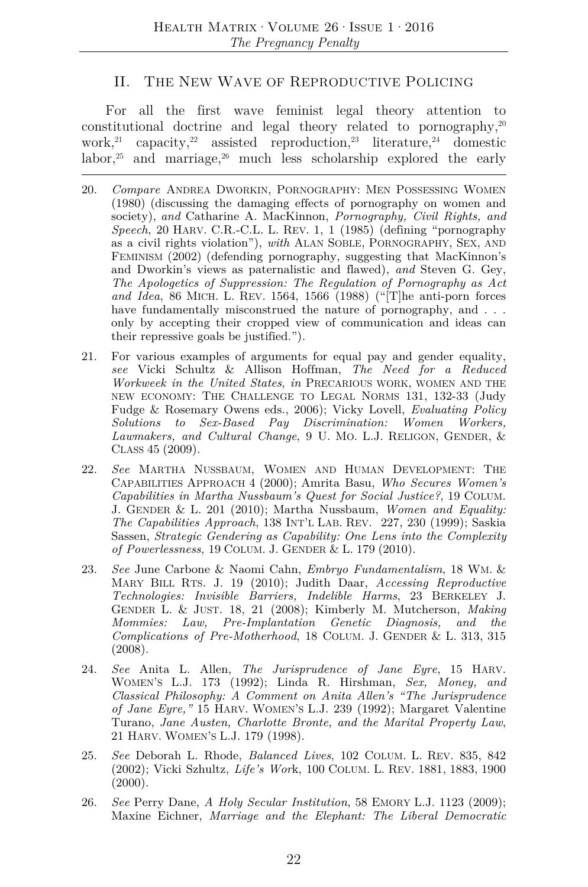## II. The New Wave of Reproductive Policing

For all the first wave feminist legal theory attention to constitutional doctrine and legal theory related to pornography,[20] work,[21] capacity,[22] assisted reproduction,[23] literature,[24] domestic labor,[25] and marriage,[26] much less scholarship explored the early

---

20. *Compare* Andrea Dworkin, Pornography: Men Possessing Women (1980) (discussing the damaging effects of pornography on women and society), *and* Catharine A. MacKinnon, *Pornography, Civil Rights, and Speech*, 20 Harv. C.R.-C.L. L. Rev. 1, 1 (1985) (defining "pornography as a civil rights violation"), *with* Alan Soble, Pornography, Sex, and Feminism (2002) (defending pornography, suggesting that MacKinnon's and Dworkin's views as paternalistic and flawed), *and* Steven G. Gey, *The Apologetics of Suppression: The Regulation of Pornography as Act and Idea*, 86 Mich. L. Rev. 1564, 1566 (1988) ("[T]he anti-porn forces have fundamentally misconstrued the nature of pornography, and . . . only by accepting their cropped view of communication and ideas can their repressive goals be justified.").

21. For various examples of arguments for equal pay and gender equality, *see* Vicki Schultz & Allison Hoffman, *The Need for a Reduced Workweek in the United States*, *in* Precarious work, women and the new economy: The Challenge to Legal Norms 131, 132-33 (Judy Fudge & Rosemary Owens eds., 2006); Vicky Lovell, *Evaluating Policy Solutions to Sex-Based Pay Discrimination: Women Workers, Lawmakers, and Cultural Change*, 9 U. Mo. L.J. Religon, Gender, & Class 45 (2009).

22. *See* Martha Nussbaum, Women and Human Development: The Capabilities Approach 4 (2000); Amrita Basu, *Who Secures Women's Capabilities in Martha Nussbaum's Quest for Social Justice?*, 19 Colum. J. Gender & L. 201 (2010); Martha Nussbaum, *Women and Equality: The Capabilities Approach*, 138 Int'l Lab. Rev. 227, 230 (1999); Saskia Sassen, *Strategic Gendering as Capability: One Lens into the Complexity of Powerlessness*, 19 Colum. J. Gender & L. 179 (2010).

23. *See* June Carbone & Naomi Cahn, *Embryo Fundamentalism*, 18 Wm. & Mary Bill Rts. J. 19 (2010); Judith Daar, *Accessing Reproductive Technologies: Invisible Barriers, Indelible Harms*, 23 Berkeley J. Gender L. & Just. 18, 21 (2008); Kimberly M. Mutcherson, *Making Mommies: Law, Pre-Implantation Genetic Diagnosis, and the Complications of Pre-Motherhood*, 18 Colum. J. Gender & L. 313, 315 (2008).

24. *See* Anita L. Allen, *The Jurisprudence of Jane Eyre*, 15 Harv. Women's L.J. 173 (1992); Linda R. Hirshman, *Sex, Money, and Classical Philosophy: A Comment on Anita Allen's "The Jurisprudence of Jane Eyre,"* 15 Harv. Women's L.J. 239 (1992); Margaret Valentine Turano, *Jane Austen, Charlotte Bronte, and the Marital Property Law*, 21 Harv. Women's L.J. 179 (1998).

25. *See* Deborah L. Rhode, *Balanced Lives*, 102 Colum. L. Rev. 835, 842 (2002); Vicki Szhultz, *Life's Work*, 100 Colum. L. Rev. 1881, 1883, 1900 (2000).

26. *See* Perry Dane, *A Holy Secular Institution*, 58 Emory L.J. 1123 (2009); Maxine Eichner, *Marriage and the Elephant: The Liberal Democratic*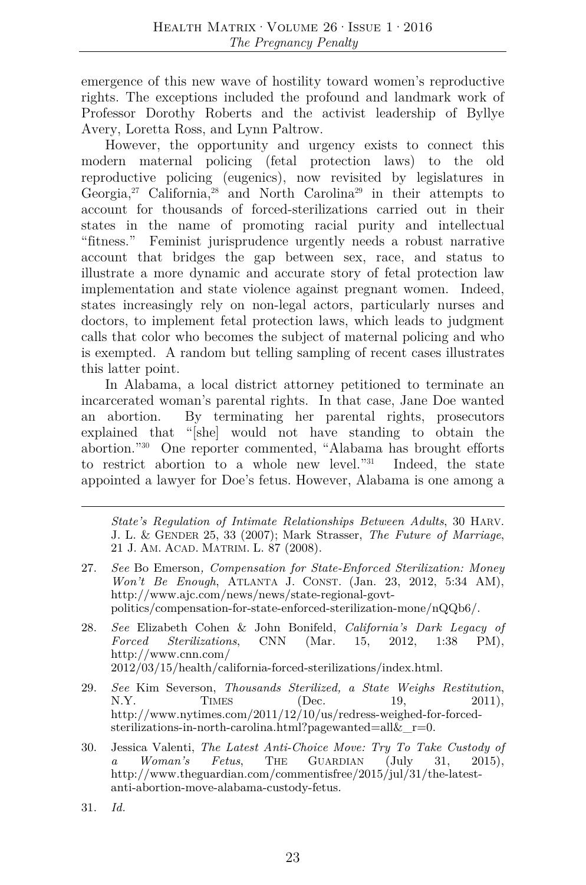emergence of this new wave of hostility toward women's reproductive rights. The exceptions included the profound and landmark work of Professor Dorothy Roberts and the activist leadership of Byllye Avery, Loretta Ross, and Lynn Paltrow.

However, the opportunity and urgency exists to connect this modern maternal policing (fetal protection laws) to the old reproductive policing (eugenics), now revisited by legislatures in Georgia,[27] California,[28] and North Carolina[29] in their attempts to account for thousands of forced-sterilizations carried out in their states in the name of promoting racial purity and intellectual "fitness." Feminist jurisprudence urgently needs a robust narrative account that bridges the gap between sex, race, and status to illustrate a more dynamic and accurate story of fetal protection law implementation and state violence against pregnant women. Indeed, states increasingly rely on non-legal actors, particularly nurses and doctors, to implement fetal protection laws, which leads to judgment calls that color who becomes the subject of maternal policing and who is exempted. A random but telling sampling of recent cases illustrates this latter point.

In Alabama, a local district attorney petitioned to terminate an incarcerated woman's parental rights. In that case, Jane Doe wanted an abortion. By terminating her parental rights, prosecutors explained that "[she] would not have standing to obtain the abortion."[30] One reporter commented, "Alabama has brought efforts to restrict abortion to a whole new level."[31] Indeed, the state appointed a lawyer for Doe's fetus. However, Alabama is one among a

---

*State's Regulation of Intimate Relationships Between Adults*, 30 HARV. J. L. & GENDER 25, 33 (2007); Mark Strasser, *The Future of Marriage*, 21 J. AM. ACAD. MATRIM. L. 87 (2008).

27. *See* Bo Emerson, *Compensation for State-Enforced Sterilization: Money Won't Be Enough*, ATLANTA J. CONST. (Jan. 23, 2012, 5:34 AM), http://www.ajc.com/news/news/state-regional-govt-politics/compensation-for-state-enforced-sterilization-mone/nQQb6/.

28. *See* Elizabeth Cohen & John Bonifeld, *California's Dark Legacy of Forced Sterilizations*, CNN (Mar. 15, 2012, 1:38 PM), http://www.cnn.com/2012/03/15/health/california-forced-sterilizations/index.html.

29. *See* Kim Severson, *Thousands Sterilized, a State Weighs Restitution*, N.Y. TIMES (Dec. 19, 2011), http://www.nytimes.com/2011/12/10/us/redress-weighed-for-forced-sterilizations-in-north-carolina.html?pagewanted=all&_r=0.

30. Jessica Valenti, *The Latest Anti-Choice Move: Try To Take Custody of a Woman's Fetus*, THE GUARDIAN (July 31, 2015), http://www.theguardian.com/commentisfree/2015/jul/31/the-latest-anti-abortion-move-alabama-custody-fetus.

31. *Id.*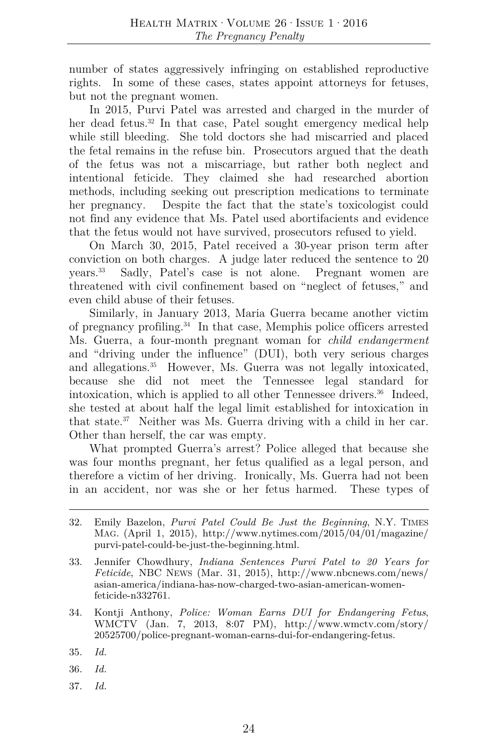number of states aggressively infringing on established reproductive rights. In some of these cases, states appoint attorneys for fetuses, but not the pregnant women.

In 2015, Purvi Patel was arrested and charged in the murder of her dead fetus.[32] In that case, Patel sought emergency medical help while still bleeding. She told doctors she had miscarried and placed the fetal remains in the refuse bin. Prosecutors argued that the death of the fetus was not a miscarriage, but rather both neglect and intentional feticide. They claimed she had researched abortion methods, including seeking out prescription medications to terminate her pregnancy. Despite the fact that the state's toxicologist could not find any evidence that Ms. Patel used abortifacients and evidence that the fetus would not have survived, prosecutors refused to yield.

On March 30, 2015, Patel received a 30-year prison term after conviction on both charges. A judge later reduced the sentence to 20 years.[33] Sadly, Patel's case is not alone. Pregnant women are threatened with civil confinement based on "neglect of fetuses," and even child abuse of their fetuses.

Similarly, in January 2013, Maria Guerra became another victim of pregnancy profiling.[34] In that case, Memphis police officers arrested Ms. Guerra, a four-month pregnant woman for *child endangerment* and "driving under the influence" (DUI), both very serious charges and allegations.[35] However, Ms. Guerra was not legally intoxicated, because she did not meet the Tennessee legal standard for intoxication, which is applied to all other Tennessee drivers.[36] Indeed, she tested at about half the legal limit established for intoxication in that state.[37] Neither was Ms. Guerra driving with a child in her car. Other than herself, the car was empty.

What prompted Guerra's arrest? Police alleged that because she was four months pregnant, her fetus qualified as a legal person, and therefore a victim of her driving. Ironically, Ms. Guerra had not been in an accident, nor was she or her fetus harmed. These types of

---

32. Emily Bazelon, *Purvi Patel Could Be Just the Beginning*, N.Y. TIMES MAG. (April 1, 2015), http://www.nytimes.com/2015/04/01/magazine/purvi-patel-could-be-just-the-beginning.html.

33. Jennifer Chowdhury, *Indiana Sentences Purvi Patel to 20 Years for Feticide*, NBC NEWS (Mar. 31, 2015), http://www.nbcnews.com/news/asian-america/indiana-has-now-charged-two-asian-american-women-feticide-n332761.

34. Kontji Anthony, *Police: Woman Earns DUI for Endangering Fetus*, WMCTV (Jan. 7, 2013, 8:07 PM), http://www.wmctv.com/story/20525700/police-pregnant-woman-earns-dui-for-endangering-fetus.

35. *Id.*

36. *Id.*

37. *Id.*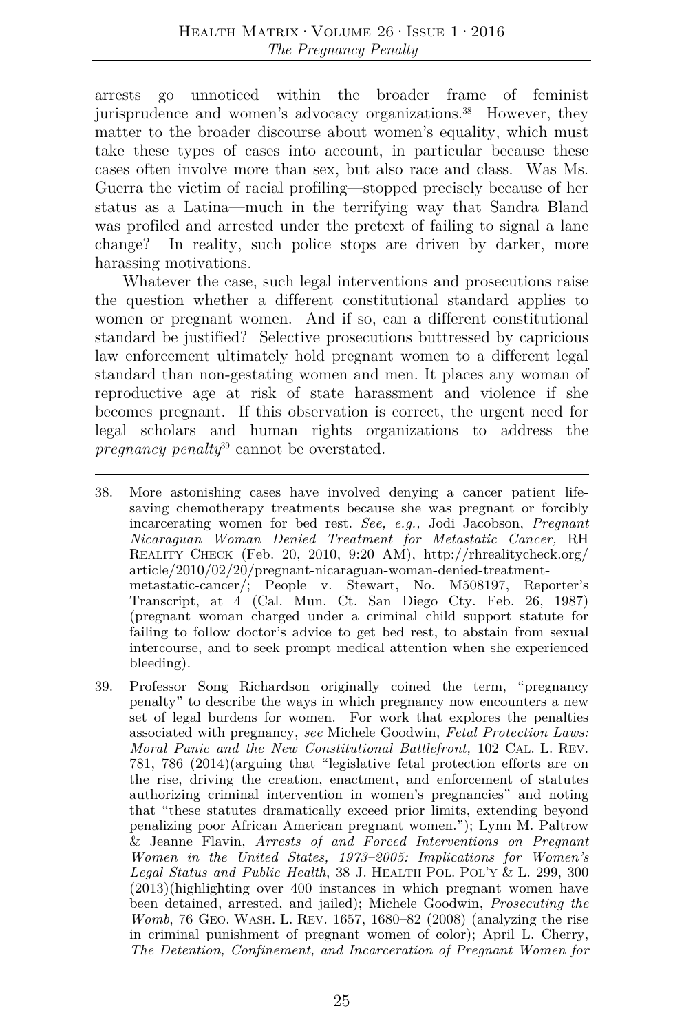arrests go unnoticed within the broader frame of feminist jurisprudence and women's advocacy organizations.[38] However, they matter to the broader discourse about women's equality, which must take these types of cases into account, in particular because these cases often involve more than sex, but also race and class. Was Ms. Guerra the victim of racial profiling—stopped precisely because of her status as a Latina—much in the terrifying way that Sandra Bland was profiled and arrested under the pretext of failing to signal a lane change? In reality, such police stops are driven by darker, more harassing motivations.

Whatever the case, such legal interventions and prosecutions raise the question whether a different constitutional standard applies to women or pregnant women. And if so, can a different constitutional standard be justified? Selective prosecutions buttressed by capricious law enforcement ultimately hold pregnant women to a different legal standard than non-gestating women and men. It places any woman of reproductive age at risk of state harassment and violence if she becomes pregnant. If this observation is correct, the urgent need for legal scholars and human rights organizations to address the *pregnancy penalty*[39] cannot be overstated.

---

38. More astonishing cases have involved denying a cancer patient life-saving chemotherapy treatments because she was pregnant or forcibly incarcerating women for bed rest. *See, e.g.,* Jodi Jacobson, *Pregnant Nicaraguan Woman Denied Treatment for Metastatic Cancer,* RH REALITY CHECK (Feb. 20, 2010, 9:20 AM), http://rhrealitycheck.org/article/2010/02/20/pregnant-nicaraguan-woman-denied-treatment-metastatic-cancer/; People v. Stewart, No. M508197, Reporter's Transcript, at 4 (Cal. Mun. Ct. San Diego Cty. Feb. 26, 1987) (pregnant woman charged under a criminal child support statute for failing to follow doctor's advice to get bed rest, to abstain from sexual intercourse, and to seek prompt medical attention when she experienced bleeding).

39. Professor Song Richardson originally coined the term, "pregnancy penalty" to describe the ways in which pregnancy now encounters a new set of legal burdens for women. For work that explores the penalties associated with pregnancy, *see* Michele Goodwin, *Fetal Protection Laws: Moral Panic and the New Constitutional Battlefront,* 102 CAL. L. REV. 781, 786 (2014)(arguing that "legislative fetal protection efforts are on the rise, driving the creation, enactment, and enforcement of statutes authorizing criminal intervention in women's pregnancies" and noting that "these statutes dramatically exceed prior limits, extending beyond penalizing poor African American pregnant women."); Lynn M. Paltrow & Jeanne Flavin, *Arrests of and Forced Interventions on Pregnant Women in the United States, 1973–2005: Implications for Women's Legal Status and Public Health*, 38 J. HEALTH POL. POL'Y & L. 299, 300 (2013)(highlighting over 400 instances in which pregnant women have been detained, arrested, and jailed); Michele Goodwin, *Prosecuting the Womb*, 76 GEO. WASH. L. REV. 1657, 1680–82 (2008) (analyzing the rise in criminal punishment of pregnant women of color); April L. Cherry, *The Detention, Confinement, and Incarceration of Pregnant Women for*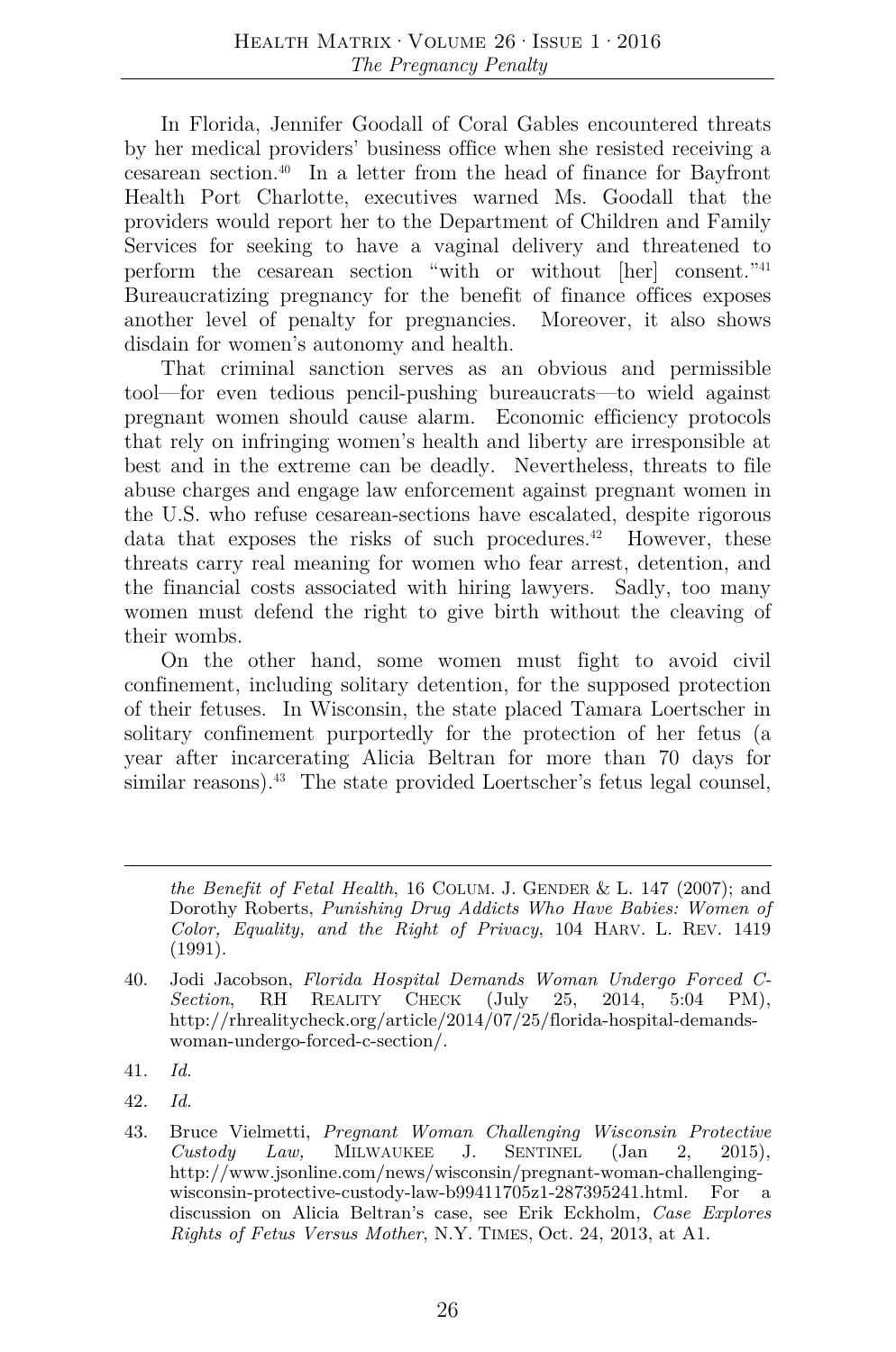In Florida, Jennifer Goodall of Coral Gables encountered threats by her medical providers' business office when she resisted receiving a cesarean section.[40] In a letter from the head of finance for Bayfront Health Port Charlotte, executives warned Ms. Goodall that the providers would report her to the Department of Children and Family Services for seeking to have a vaginal delivery and threatened to perform the cesarean section "with or without [her] consent."[41] Bureaucratizing pregnancy for the benefit of finance offices exposes another level of penalty for pregnancies. Moreover, it also shows disdain for women's autonomy and health.

That criminal sanction serves as an obvious and permissible tool—for even tedious pencil-pushing bureaucrats—to wield against pregnant women should cause alarm. Economic efficiency protocols that rely on infringing women's health and liberty are irresponsible at best and in the extreme can be deadly. Nevertheless, threats to file abuse charges and engage law enforcement against pregnant women in the U.S. who refuse cesarean-sections have escalated, despite rigorous data that exposes the risks of such procedures.[42] However, these threats carry real meaning for women who fear arrest, detention, and the financial costs associated with hiring lawyers. Sadly, too many women must defend the right to give birth without the cleaving of their wombs.

On the other hand, some women must fight to avoid civil confinement, including solitary detention, for the supposed protection of their fetuses. In Wisconsin, the state placed Tamara Loertscher in solitary confinement purportedly for the protection of her fetus (a year after incarcerating Alicia Beltran for more than 70 days for similar reasons).[43] The state provided Loertscher's fetus legal counsel,

---

*the Benefit of Fetal Health*, 16 COLUM. J. GENDER & L. 147 (2007); and Dorothy Roberts, *Punishing Drug Addicts Who Have Babies: Women of Color, Equality, and the Right of Privacy*, 104 HARV. L. REV. 1419 (1991).

40. Jodi Jacobson, *Florida Hospital Demands Woman Undergo Forced C-Section*, RH REALITY CHECK (July 25, 2014, 5:04 PM), http://rhrealitycheck.org/article/2014/07/25/florida-hospital-demands-woman-undergo-forced-c-section/.

41. *Id.*

42. *Id.*

43. Bruce Vielmetti, *Pregnant Woman Challenging Wisconsin Protective Custody Law,* MILWAUKEE J. SENTINEL (Jan 2, 2015), http://www.jsonline.com/news/wisconsin/pregnant-woman-challenging-wisconsin-protective-custody-law-b99411705z1-287395241.html. For a discussion on Alicia Beltran's case, see Erik Eckholm, *Case Explores Rights of Fetus Versus Mother*, N.Y. TIMES, Oct. 24, 2013, at A1.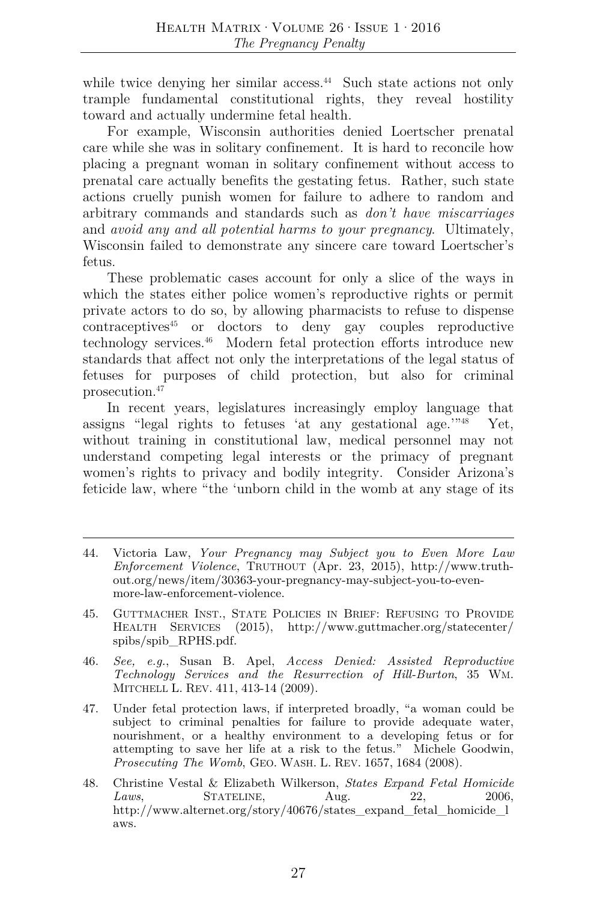while twice denying her similar access.[44] Such state actions not only trample fundamental constitutional rights, they reveal hostility toward and actually undermine fetal health.

For example, Wisconsin authorities denied Loertscher prenatal care while she was in solitary confinement. It is hard to reconcile how placing a pregnant woman in solitary confinement without access to prenatal care actually benefits the gestating fetus. Rather, such state actions cruelly punish women for failure to adhere to random and arbitrary commands and standards such as *don't have miscarriages* and *avoid any and all potential harms to your pregnancy*. Ultimately, Wisconsin failed to demonstrate any sincere care toward Loertscher's fetus.

These problematic cases account for only a slice of the ways in which the states either police women's reproductive rights or permit private actors to do so, by allowing pharmacists to refuse to dispense contraceptives[45] or doctors to deny gay couples reproductive technology services.[46] Modern fetal protection efforts introduce new standards that affect not only the interpretations of the legal status of fetuses for purposes of child protection, but also for criminal prosecution.[47]

In recent years, legislatures increasingly employ language that assigns "legal rights to fetuses 'at any gestational age.'"[48] Yet, without training in constitutional law, medical personnel may not understand competing legal interests or the primacy of pregnant women's rights to privacy and bodily integrity. Consider Arizona's feticide law, where "the 'unborn child in the womb at any stage of its

---

44. Victoria Law, *Your Pregnancy may Subject you to Even More Law Enforcement Violence*, TRUTHOUT (Apr. 23, 2015), http://www.truth-out.org/news/item/30363-your-pregnancy-may-subject-you-to-even-more-law-enforcement-violence.

45. GUTTMACHER INST., STATE POLICIES IN BRIEF: REFUSING TO PROVIDE HEALTH SERVICES (2015), http://www.guttmacher.org/statecenter/spibs/spib_RPHS.pdf.

46. *See, e.g.*, Susan B. Apel, *Access Denied: Assisted Reproductive Technology Services and the Resurrection of Hill-Burton*, 35 WM. MITCHELL L. REV. 411, 413-14 (2009).

47. Under fetal protection laws, if interpreted broadly, "a woman could be subject to criminal penalties for failure to provide adequate water, nourishment, or a healthy environment to a developing fetus or for attempting to save her life at a risk to the fetus." Michele Goodwin, *Prosecuting The Womb*, GEO. WASH. L. REV. 1657, 1684 (2008).

48. Christine Vestal & Elizabeth Wilkerson, *States Expand Fetal Homicide Laws*, STATELINE, Aug. 22, 2006, http://www.alternet.org/story/40676/states_expand_fetal_homicide_laws.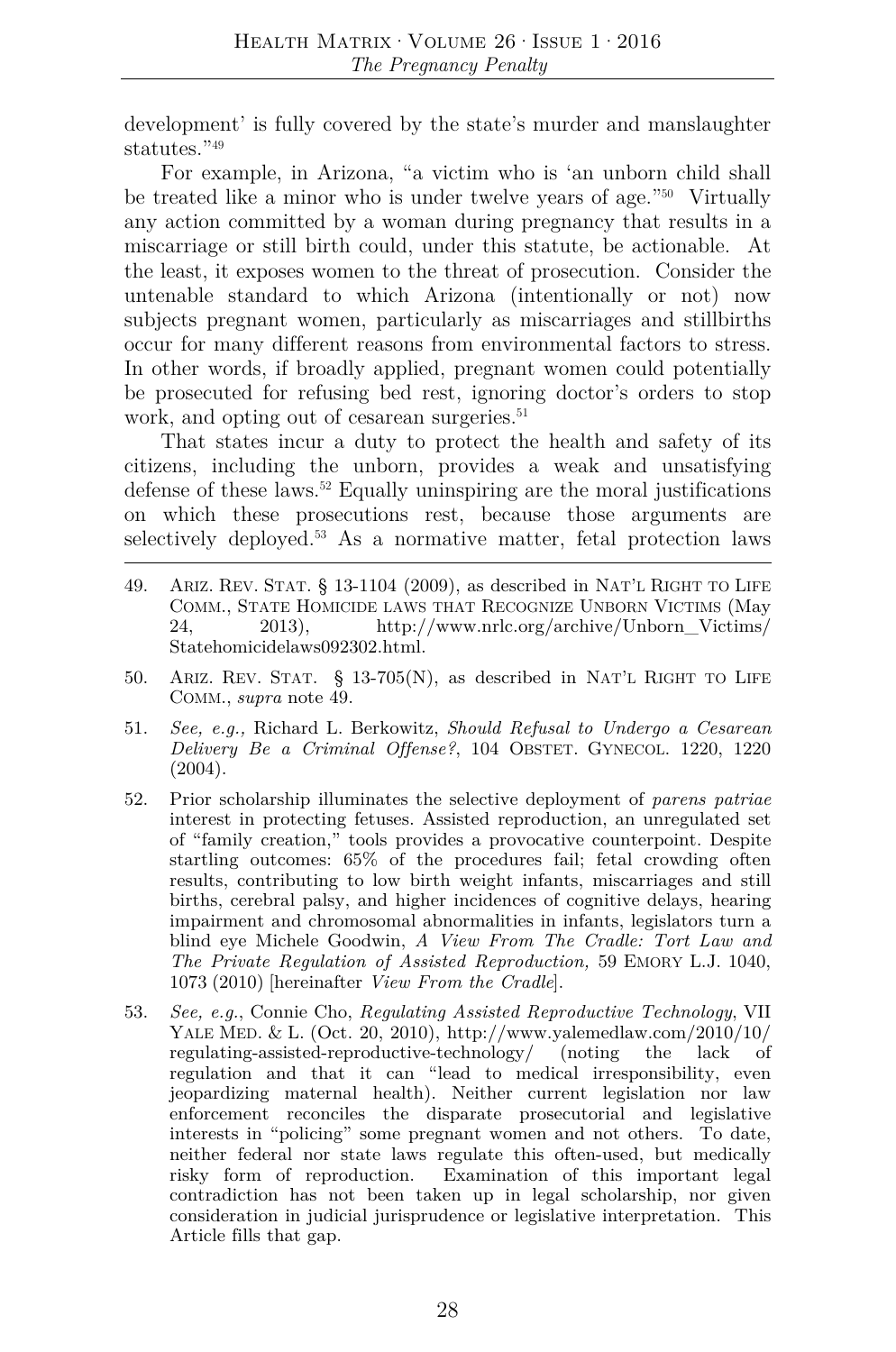development' is fully covered by the state's murder and manslaughter statutes."[49]

For example, in Arizona, "a victim who is 'an unborn child shall be treated like a minor who is under twelve years of age."[50] Virtually any action committed by a woman during pregnancy that results in a miscarriage or still birth could, under this statute, be actionable. At the least, it exposes women to the threat of prosecution. Consider the untenable standard to which Arizona (intentionally or not) now subjects pregnant women, particularly as miscarriages and stillbirths occur for many different reasons from environmental factors to stress. In other words, if broadly applied, pregnant women could potentially be prosecuted for refusing bed rest, ignoring doctor's orders to stop work, and opting out of cesarean surgeries.[51]

That states incur a duty to protect the health and safety of its citizens, including the unborn, provides a weak and unsatisfying defense of these laws.[52] Equally uninspiring are the moral justifications on which these prosecutions rest, because those arguments are selectively deployed.[53] As a normative matter, fetal protection laws

---

49. ARIZ. REV. STAT. § 13-1104 (2009), as described in NAT'L RIGHT TO LIFE COMM., STATE HOMICIDE LAWS THAT RECOGNIZE UNBORN VICTIMS (May 24, 2013), http://www.nrlc.org/archive/Unborn_Victims/Statehomicidelaws092302.html.

50. ARIZ. REV. STAT. § 13-705(N), as described in NAT'L RIGHT TO LIFE COMM., *supra* note 49.

51. *See, e.g.,* Richard L. Berkowitz, *Should Refusal to Undergo a Cesarean Delivery Be a Criminal Offense?*, 104 OBSTET. GYNECOL. 1220, 1220 (2004).

52. Prior scholarship illuminates the selective deployment of *parens patriae* interest in protecting fetuses. Assisted reproduction, an unregulated set of "family creation," tools provides a provocative counterpoint. Despite startling outcomes: 65% of the procedures fail; fetal crowding often results, contributing to low birth weight infants, miscarriages and still births, cerebral palsy, and higher incidences of cognitive delays, hearing impairment and chromosomal abnormalities in infants, legislators turn a blind eye Michele Goodwin, *A View From The Cradle: Tort Law and The Private Regulation of Assisted Reproduction,* 59 EMORY L.J. 1040, 1073 (2010) [hereinafter *View From the Cradle*].

53. *See, e.g.*, Connie Cho, *Regulating Assisted Reproductive Technology*, VII YALE MED. & L. (Oct. 20, 2010), http://www.yalemedlaw.com/2010/10/regulating-assisted-reproductive-technology/ (noting the lack of regulation and that it can "lead to medical irresponsibility, even jeopardizing maternal health). Neither current legislation nor law enforcement reconciles the disparate prosecutorial and legislative interests in "policing" some pregnant women and not others. To date, neither federal nor state laws regulate this often-used, but medically risky form of reproduction. Examination of this important legal contradiction has not been taken up in legal scholarship, nor given consideration in judicial jurisprudence or legislative interpretation. This Article fills that gap.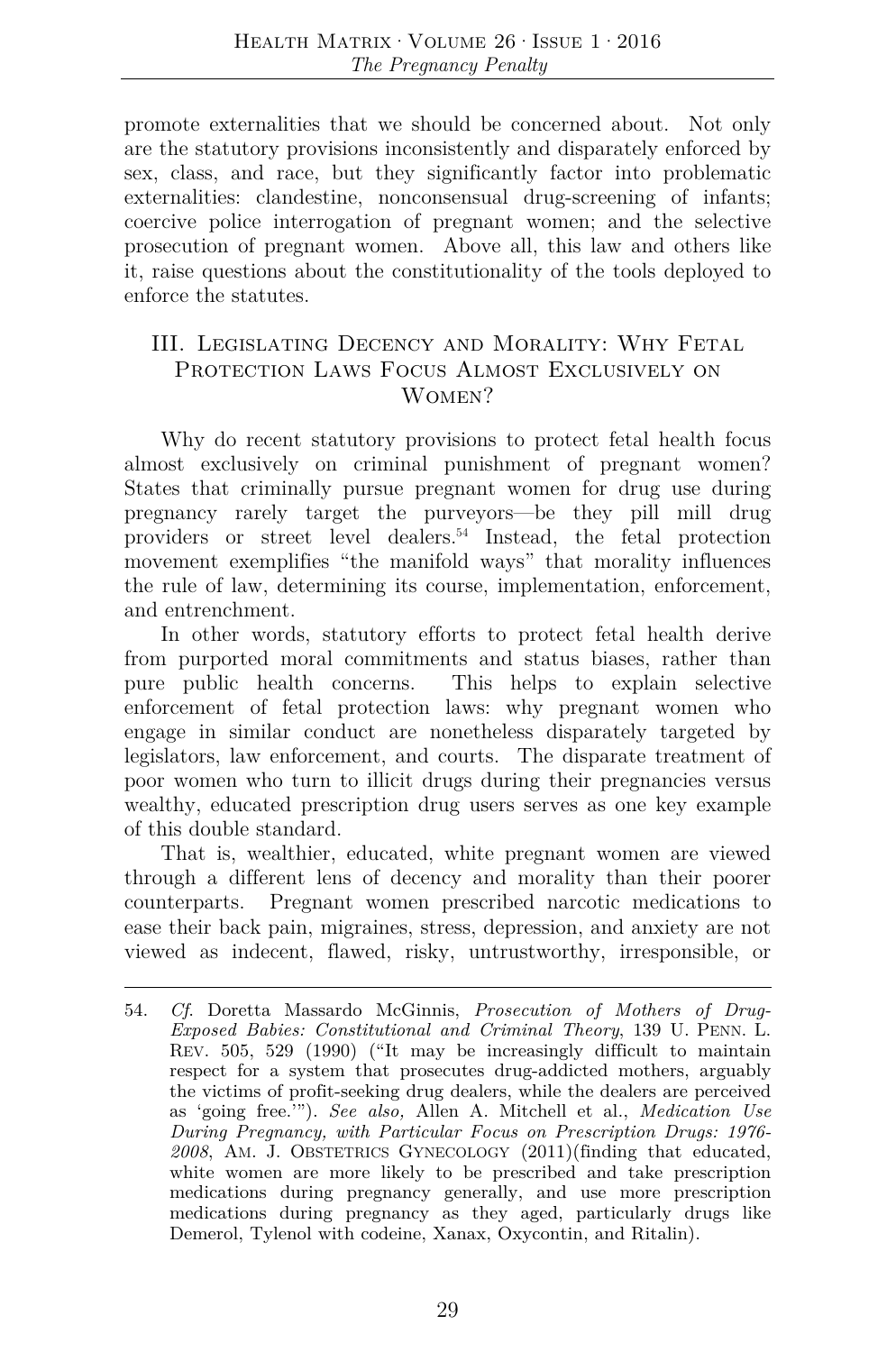promote externalities that we should be concerned about. Not only are the statutory provisions inconsistently and disparately enforced by sex, class, and race, but they significantly factor into problematic externalities: clandestine, nonconsensual drug-screening of infants; coercive police interrogation of pregnant women; and the selective prosecution of pregnant women. Above all, this law and others like it, raise questions about the constitutionality of the tools deployed to enforce the statutes.

## III. Legislating Decency and Morality: Why Fetal Protection Laws Focus Almost Exclusively on Women?

Why do recent statutory provisions to protect fetal health focus almost exclusively on criminal punishment of pregnant women? States that criminally pursue pregnant women for drug use during pregnancy rarely target the purveyors—be they pill mill drug providers or street level dealers.[54] Instead, the fetal protection movement exemplifies "the manifold ways" that morality influences the rule of law, determining its course, implementation, enforcement, and entrenchment.

In other words, statutory efforts to protect fetal health derive from purported moral commitments and status biases, rather than pure public health concerns. This helps to explain selective enforcement of fetal protection laws: why pregnant women who engage in similar conduct are nonetheless disparately targeted by legislators, law enforcement, and courts. The disparate treatment of poor women who turn to illicit drugs during their pregnancies versus wealthy, educated prescription drug users serves as one key example of this double standard.

That is, wealthier, educated, white pregnant women are viewed through a different lens of decency and morality than their poorer counterparts. Pregnant women prescribed narcotic medications to ease their back pain, migraines, stress, depression, and anxiety are not viewed as indecent, flawed, risky, untrustworthy, irresponsible, or

---

54. *Cf.* Doretta Massardo McGinnis, *Prosecution of Mothers of Drug-Exposed Babies: Constitutional and Criminal Theory*, 139 U. Penn. L. Rev. 505, 529 (1990) ("It may be increasingly difficult to maintain respect for a system that prosecutes drug-addicted mothers, arguably the victims of profit-seeking drug dealers, while the dealers are perceived as 'going free.'"). *See also,* Allen A. Mitchell et al., *Medication Use During Pregnancy, with Particular Focus on Prescription Drugs: 1976-2008*, Am. J. Obstetrics Gynecology (2011)(finding that educated, white women are more likely to be prescribed and take prescription medications during pregnancy generally, and use more prescription medications during pregnancy as they aged, particularly drugs like Demerol, Tylenol with codeine, Xanax, Oxycontin, and Ritalin).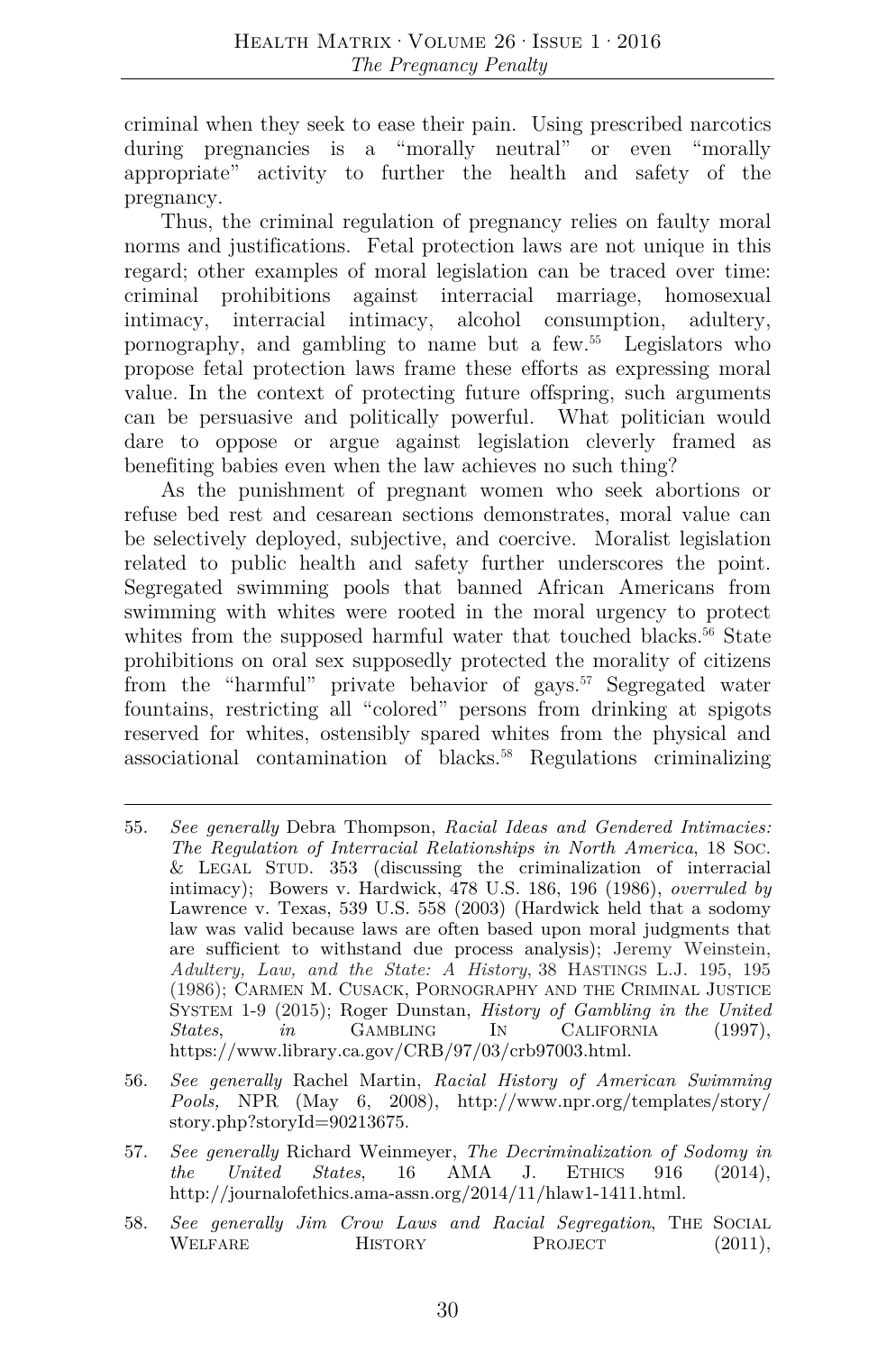criminal when they seek to ease their pain. Using prescribed narcotics during pregnancies is a "morally neutral" or even "morally appropriate" activity to further the health and safety of the pregnancy.

Thus, the criminal regulation of pregnancy relies on faulty moral norms and justifications. Fetal protection laws are not unique in this regard; other examples of moral legislation can be traced over time: criminal prohibitions against interracial marriage, homosexual intimacy, interracial intimacy, alcohol consumption, adultery, pornography, and gambling to name but a few.[55] Legislators who propose fetal protection laws frame these efforts as expressing moral value. In the context of protecting future offspring, such arguments can be persuasive and politically powerful. What politician would dare to oppose or argue against legislation cleverly framed as benefiting babies even when the law achieves no such thing?

As the punishment of pregnant women who seek abortions or refuse bed rest and cesarean sections demonstrates, moral value can be selectively deployed, subjective, and coercive. Moralist legislation related to public health and safety further underscores the point. Segregated swimming pools that banned African Americans from swimming with whites were rooted in the moral urgency to protect whites from the supposed harmful water that touched blacks.[56] State prohibitions on oral sex supposedly protected the morality of citizens from the "harmful" private behavior of gays.[57] Segregated water fountains, restricting all "colored" persons from drinking at spigots reserved for whites, ostensibly spared whites from the physical and associational contamination of blacks.[58] Regulations criminalizing

---

55. *See generally* Debra Thompson, *Racial Ideas and Gendered Intimacies: The Regulation of Interracial Relationships in North America*, 18 Soc. & Legal Stud. 353 (discussing the criminalization of interracial intimacy); Bowers v. Hardwick, 478 U.S. 186, 196 (1986), *overruled by* Lawrence v. Texas, 539 U.S. 558 (2003) (Hardwick held that a sodomy law was valid because laws are often based upon moral judgments that are sufficient to withstand due process analysis); Jeremy Weinstein, *Adultery, Law, and the State: A History*, 38 Hastings L.J. 195, 195 (1986); Carmen M. Cusack, Pornography and the Criminal Justice System 1-9 (2015); Roger Dunstan, *History of Gambling in the United States*, *in* Gambling In California (1997), https://www.library.ca.gov/CRB/97/03/crb97003.html.

56. *See generally* Rachel Martin, *Racial History of American Swimming Pools,* NPR (May 6, 2008), http://www.npr.org/templates/story/story.php?storyId=90213675.

57. *See generally* Richard Weinmeyer, *The Decriminalization of Sodomy in the United States*, 16 AMA J. Ethics 916 (2014), http://journalofethics.ama-assn.org/2014/11/hlaw1-1411.html.

58. *See generally Jim Crow Laws and Racial Segregation*, The Social Welfare History Project (2011),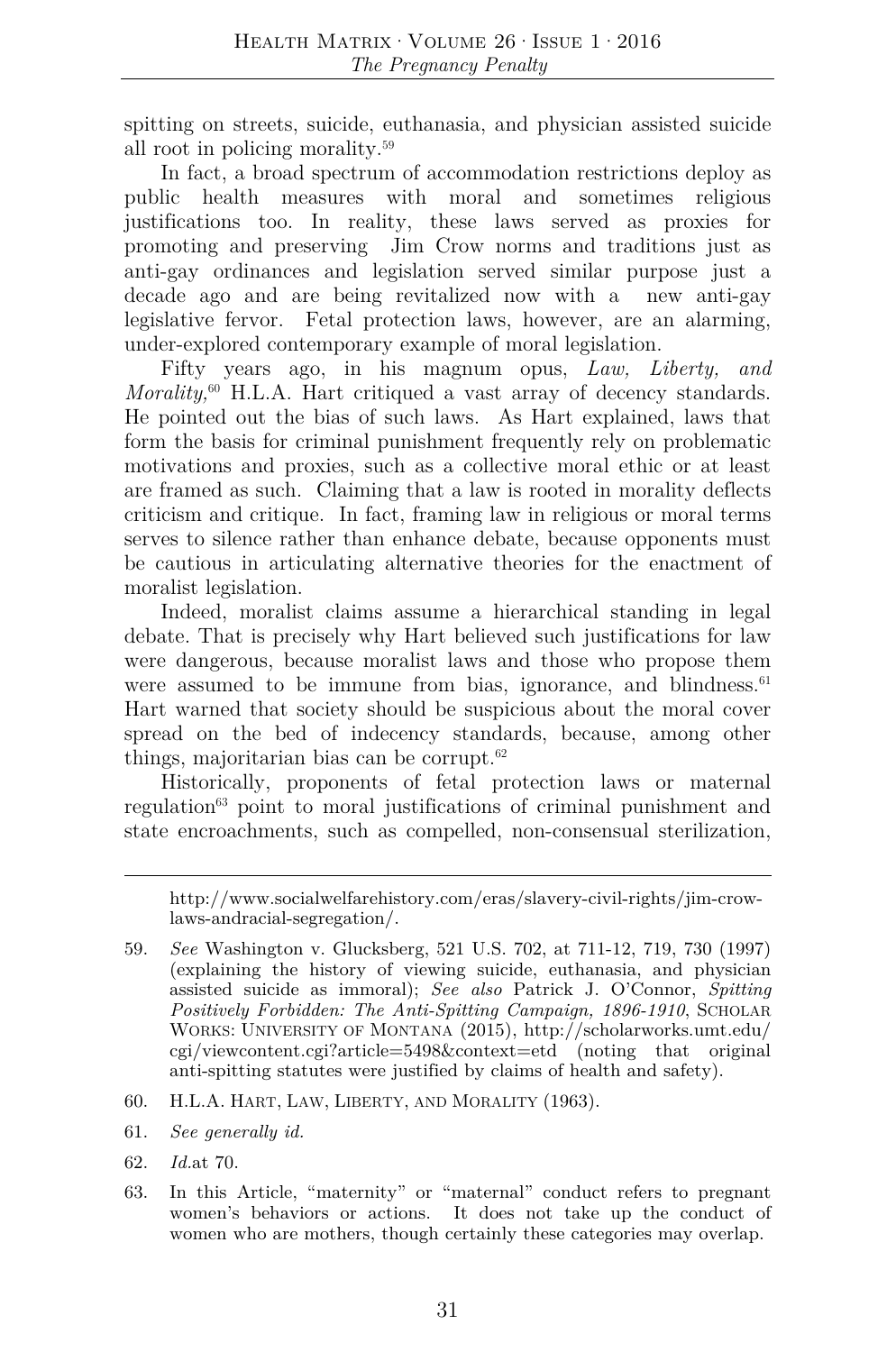spitting on streets, suicide, euthanasia, and physician assisted suicide all root in policing morality.[59]

In fact, a broad spectrum of accommodation restrictions deploy as public health measures with moral and sometimes religious justifications too. In reality, these laws served as proxies for promoting and preserving Jim Crow norms and traditions just as anti-gay ordinances and legislation served similar purpose just a decade ago and are being revitalized now with a new anti-gay legislative fervor. Fetal protection laws, however, are an alarming, under-explored contemporary example of moral legislation.

Fifty years ago, in his magnum opus, *Law, Liberty, and Morality,*[60] H.L.A. Hart critiqued a vast array of decency standards. He pointed out the bias of such laws. As Hart explained, laws that form the basis for criminal punishment frequently rely on problematic motivations and proxies, such as a collective moral ethic or at least are framed as such. Claiming that a law is rooted in morality deflects criticism and critique. In fact, framing law in religious or moral terms serves to silence rather than enhance debate, because opponents must be cautious in articulating alternative theories for the enactment of moralist legislation.

Indeed, moralist claims assume a hierarchical standing in legal debate. That is precisely why Hart believed such justifications for law were dangerous, because moralist laws and those who propose them were assumed to be immune from bias, ignorance, and blindness.[61] Hart warned that society should be suspicious about the moral cover spread on the bed of indecency standards, because, among other things, majoritarian bias can be corrupt.[62]

Historically, proponents of fetal protection laws or maternal regulation[63] point to moral justifications of criminal punishment and state encroachments, such as compelled, non-consensual sterilization,

---

http://www.socialwelfarehistory.com/eras/slavery-civil-rights/jim-crow-laws-andracial-segregation/.

59. *See* Washington v. Glucksberg, 521 U.S. 702, at 711-12, 719, 730 (1997) (explaining the history of viewing suicide, euthanasia, and physician assisted suicide as immoral); *See also* Patrick J. O'Connor, *Spitting Positively Forbidden: The Anti-Spitting Campaign, 1896-1910*, Scholar Works: University of Montana (2015), http://scholarworks.umt.edu/cgi/viewcontent.cgi?article=5498&context=etd (noting that original anti-spitting statutes were justified by claims of health and safety).

60. H.L.A. Hart, Law, Liberty, and Morality (1963).

61. *See generally id.*

62. *Id.*at 70.

63. In this Article, "maternity" or "maternal" conduct refers to pregnant women's behaviors or actions. It does not take up the conduct of women who are mothers, though certainly these categories may overlap.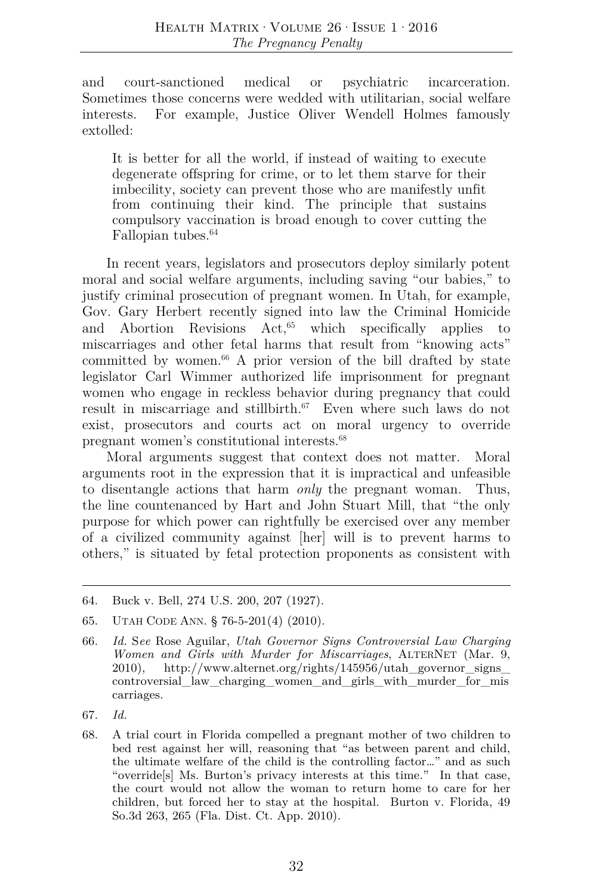and court-sanctioned medical or psychiatric incarceration. Sometimes those concerns were wedded with utilitarian, social welfare interests. For example, Justice Oliver Wendell Holmes famously extolled:

> It is better for all the world, if instead of waiting to execute degenerate offspring for crime, or to let them starve for their imbecility, society can prevent those who are manifestly unfit from continuing their kind. The principle that sustains compulsory vaccination is broad enough to cover cutting the Fallopian tubes.[64]

In recent years, legislators and prosecutors deploy similarly potent moral and social welfare arguments, including saving "our babies," to justify criminal prosecution of pregnant women. In Utah, for example, Gov. Gary Herbert recently signed into law the Criminal Homicide and Abortion Revisions Act,[65] which specifically applies to miscarriages and other fetal harms that result from "knowing acts" committed by women.[66] A prior version of the bill drafted by state legislator Carl Wimmer authorized life imprisonment for pregnant women who engage in reckless behavior during pregnancy that could result in miscarriage and stillbirth.[67] Even where such laws do not exist, prosecutors and courts act on moral urgency to override pregnant women's constitutional interests.[68]

Moral arguments suggest that context does not matter. Moral arguments root in the expression that it is impractical and unfeasible to disentangle actions that harm *only* the pregnant woman. Thus, the line countenanced by Hart and John Stuart Mill, that "the only purpose for which power can rightfully be exercised over any member of a civilized community against [her] will is to prevent harms to others," is situated by fetal protection proponents as consistent with

---

64. Buck v. Bell, 274 U.S. 200, 207 (1927).

65. Utah Code Ann. § 76-5-201(4) (2010).

66. *Id.* S*ee* Rose Aguilar, *Utah Governor Signs Controversial Law Charging Women and Girls with Murder for Miscarriages*, AlterNet (Mar. 9, 2010), http://www.alternet.org/rights/145956/utah_governor_signs_controversial_law_charging_women_and_girls_with_murder_for_miscarriages.

67. *Id.*

68. A trial court in Florida compelled a pregnant mother of two children to bed rest against her will, reasoning that "as between parent and child, the ultimate welfare of the child is the controlling factor…" and as such "override[s] Ms. Burton's privacy interests at this time." In that case, the court would not allow the woman to return home to care for her children, but forced her to stay at the hospital. Burton v. Florida, 49 So.3d 263, 265 (Fla. Dist. Ct. App. 2010).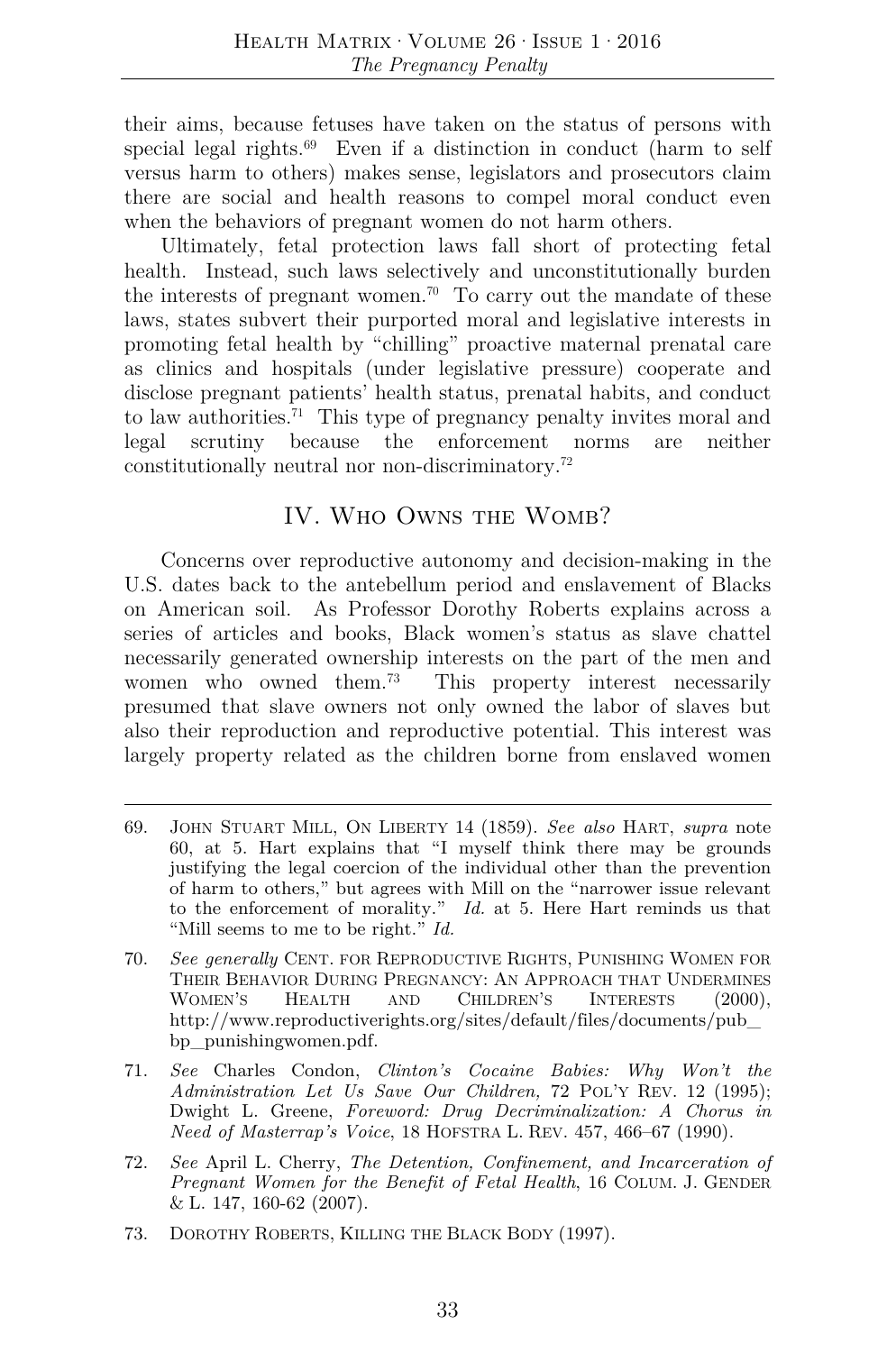their aims, because fetuses have taken on the status of persons with special legal rights.[69] Even if a distinction in conduct (harm to self versus harm to others) makes sense, legislators and prosecutors claim there are social and health reasons to compel moral conduct even when the behaviors of pregnant women do not harm others.

Ultimately, fetal protection laws fall short of protecting fetal health. Instead, such laws selectively and unconstitutionally burden the interests of pregnant women.[70] To carry out the mandate of these laws, states subvert their purported moral and legislative interests in promoting fetal health by "chilling" proactive maternal prenatal care as clinics and hospitals (under legislative pressure) cooperate and disclose pregnant patients' health status, prenatal habits, and conduct to law authorities.[71] This type of pregnancy penalty invites moral and legal scrutiny because the enforcement norms are neither constitutionally neutral nor non-discriminatory.[72]

## IV. Who Owns the Womb?

Concerns over reproductive autonomy and decision-making in the U.S. dates back to the antebellum period and enslavement of Blacks on American soil. As Professor Dorothy Roberts explains across a series of articles and books, Black women's status as slave chattel necessarily generated ownership interests on the part of the men and women who owned them.[73] This property interest necessarily presumed that slave owners not only owned the labor of slaves but also their reproduction and reproductive potential. This interest was largely property related as the children borne from enslaved women

---

69. John Stuart Mill, On Liberty 14 (1859). *See also* Hart, *supra* note 60, at 5. Hart explains that "I myself think there may be grounds justifying the legal coercion of the individual other than the prevention of harm to others," but agrees with Mill on the "narrower issue relevant to the enforcement of morality." *Id.* at 5. Here Hart reminds us that "Mill seems to me to be right." *Id.*

70. *See generally* Cent. for Reproductive Rights, Punishing Women for Their Behavior During Pregnancy: An Approach that Undermines Women's Health and Children's Interests (2000), http://www.reproductiverights.org/sites/default/files/documents/pub_bp_punishingwomen.pdf.

71. *See* Charles Condon, *Clinton's Cocaine Babies: Why Won't the Administration Let Us Save Our Children,* 72 Pol'y Rev. 12 (1995); Dwight L. Greene, *Foreword: Drug Decriminalization: A Chorus in Need of Masterrap's Voice*, 18 Hofstra L. Rev. 457, 466–67 (1990).

72. *See* April L. Cherry, *The Detention, Confinement, and Incarceration of Pregnant Women for the Benefit of Fetal Health*, 16 Colum. J. Gender & L. 147, 160-62 (2007).

73. Dorothy Roberts, Killing the Black Body (1997).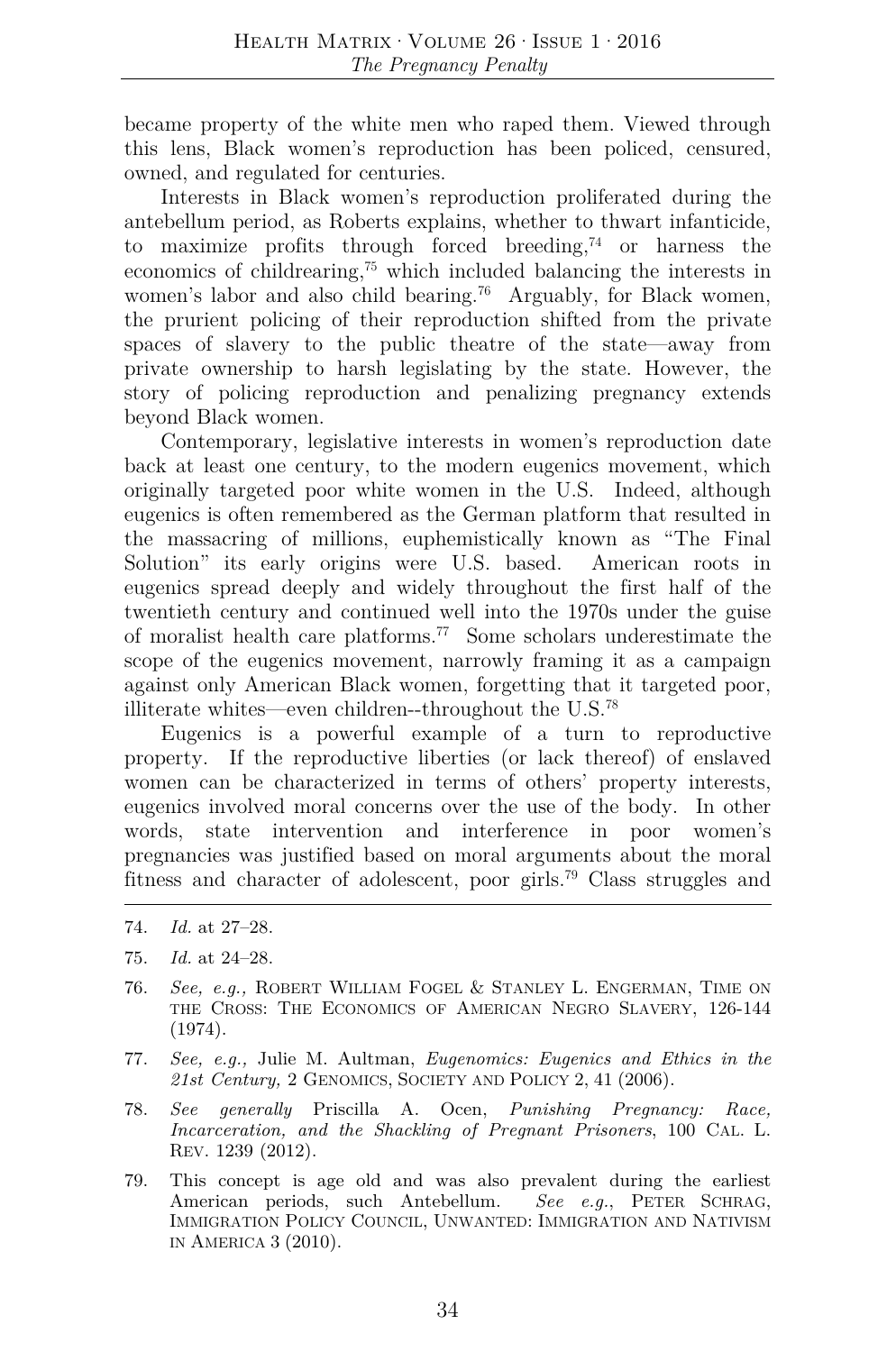became property of the white men who raped them. Viewed through this lens, Black women's reproduction has been policed, censured, owned, and regulated for centuries.

Interests in Black women's reproduction proliferated during the antebellum period, as Roberts explains, whether to thwart infanticide, to maximize profits through forced breeding,[74] or harness the economics of childrearing,[75] which included balancing the interests in women's labor and also child bearing.[76] Arguably, for Black women, the prurient policing of their reproduction shifted from the private spaces of slavery to the public theatre of the state—away from private ownership to harsh legislating by the state. However, the story of policing reproduction and penalizing pregnancy extends beyond Black women.

Contemporary, legislative interests in women's reproduction date back at least one century, to the modern eugenics movement, which originally targeted poor white women in the U.S. Indeed, although eugenics is often remembered as the German platform that resulted in the massacring of millions, euphemistically known as "The Final Solution" its early origins were U.S. based. American roots in eugenics spread deeply and widely throughout the first half of the twentieth century and continued well into the 1970s under the guise of moralist health care platforms.[77] Some scholars underestimate the scope of the eugenics movement, narrowly framing it as a campaign against only American Black women, forgetting that it targeted poor, illiterate whites—even children--throughout the U.S.[78]

Eugenics is a powerful example of a turn to reproductive property. If the reproductive liberties (or lack thereof) of enslaved women can be characterized in terms of others' property interests, eugenics involved moral concerns over the use of the body. In other words, state intervention and interference in poor women's pregnancies was justified based on moral arguments about the moral fitness and character of adolescent, poor girls.[79] Class struggles and

---

74. *Id.* at 27–28.

75. *Id.* at 24–28.

76. *See, e.g.,* ROBERT WILLIAM FOGEL & STANLEY L. ENGERMAN, TIME ON THE CROSS: THE ECONOMICS OF AMERICAN NEGRO SLAVERY, 126-144 (1974).

77. *See, e.g.,* Julie M. Aultman, *Eugenomics: Eugenics and Ethics in the 21st Century,* 2 GENOMICS, SOCIETY AND POLICY 2, 41 (2006).

78. *See generally* Priscilla A. Ocen, *Punishing Pregnancy: Race, Incarceration, and the Shackling of Pregnant Prisoners*, 100 CAL. L. REV. 1239 (2012).

79. This concept is age old and was also prevalent during the earliest American periods, such Antebellum. *See e.g.*, PETER SCHRAG, IMMIGRATION POLICY COUNCIL, UNWANTED: IMMIGRATION AND NATIVISM IN AMERICA 3 (2010).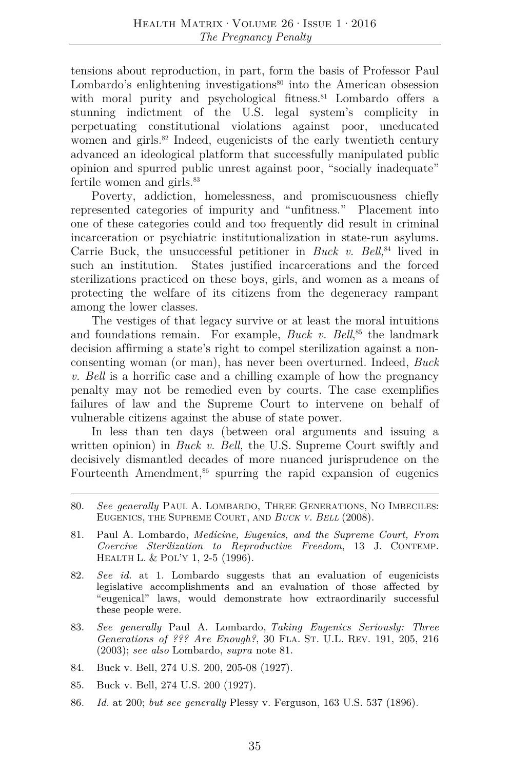tensions about reproduction, in part, form the basis of Professor Paul Lombardo's enlightening investigations[80] into the American obsession with moral purity and psychological fitness.[81] Lombardo offers a stunning indictment of the U.S. legal system's complicity in perpetuating constitutional violations against poor, uneducated women and girls.[82] Indeed, eugenicists of the early twentieth century advanced an ideological platform that successfully manipulated public opinion and spurred public unrest against poor, "socially inadequate" fertile women and girls.[83]

Poverty, addiction, homelessness, and promiscuousness chiefly represented categories of impurity and "unfitness." Placement into one of these categories could and too frequently did result in criminal incarceration or psychiatric institutionalization in state-run asylums. Carrie Buck, the unsuccessful petitioner in *Buck v. Bell,*[84] lived in such an institution. States justified incarcerations and the forced sterilizations practiced on these boys, girls, and women as a means of protecting the welfare of its citizens from the degeneracy rampant among the lower classes.

The vestiges of that legacy survive or at least the moral intuitions and foundations remain. For example, *Buck v. Bell*,[85] the landmark decision affirming a state's right to compel sterilization against a non-consenting woman (or man), has never been overturned. Indeed, *Buck v. Bell* is a horrific case and a chilling example of how the pregnancy penalty may not be remedied even by courts. The case exemplifies failures of law and the Supreme Court to intervene on behalf of vulnerable citizens against the abuse of state power.

In less than ten days (between oral arguments and issuing a written opinion) in *Buck v. Bell,* the U.S. Supreme Court swiftly and decisively dismantled decades of more nuanced jurisprudence on the Fourteenth Amendment,[86] spurring the rapid expansion of eugenics

---

80. *See generally* PAUL A. LOMBARDO, THREE GENERATIONS, NO IMBECILES: EUGENICS, THE SUPREME COURT, AND *BUCK V. BELL* (2008).

81. Paul A. Lombardo, *Medicine, Eugenics, and the Supreme Court, From Coercive Sterilization to Reproductive Freedom*, 13 J. CONTEMP. HEALTH L. & POL'Y 1, 2-5 (1996).

82. *See id.* at 1. Lombardo suggests that an evaluation of eugenicists legislative accomplishments and an evaluation of those affected by "eugenical" laws, would demonstrate how extraordinarily successful these people were.

83. *See generally* Paul A. Lombardo, *Taking Eugenics Seriously: Three Generations of ??? Are Enough?*, 30 FLA. ST. U.L. REV. 191, 205, 216 (2003); *see also* Lombardo, *supra* note 81.

84. Buck v. Bell, 274 U.S. 200, 205-08 (1927).

85. Buck v. Bell, 274 U.S. 200 (1927).

86. *Id.* at 200; *but see generally* Plessy v. Ferguson, 163 U.S. 537 (1896).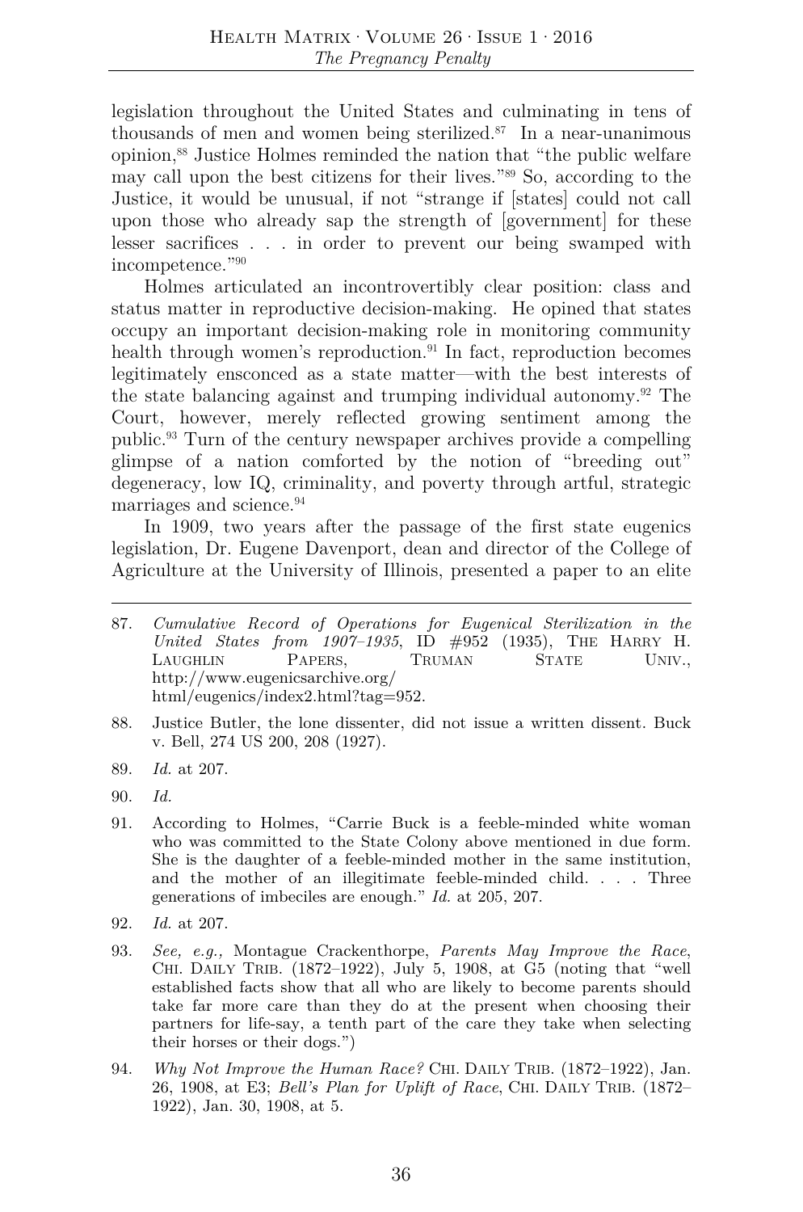legislation throughout the United States and culminating in tens of thousands of men and women being sterilized.[87] In a near-unanimous opinion,[88] Justice Holmes reminded the nation that "the public welfare may call upon the best citizens for their lives."[89] So, according to the Justice, it would be unusual, if not "strange if [states] could not call upon those who already sap the strength of [government] for these lesser sacrifices . . . in order to prevent our being swamped with incompetence."[90]

Holmes articulated an incontrovertibly clear position: class and status matter in reproductive decision-making. He opined that states occupy an important decision-making role in monitoring community health through women's reproduction.[91] In fact, reproduction becomes legitimately ensconced as a state matter—with the best interests of the state balancing against and trumping individual autonomy.[92] The Court, however, merely reflected growing sentiment among the public.[93] Turn of the century newspaper archives provide a compelling glimpse of a nation comforted by the notion of "breeding out" degeneracy, low IQ, criminality, and poverty through artful, strategic marriages and science.[94]

In 1909, two years after the passage of the first state eugenics legislation, Dr. Eugene Davenport, dean and director of the College of Agriculture at the University of Illinois, presented a paper to an elite

---

87. *Cumulative Record of Operations for Eugenical Sterilization in the United States from 1907–1935*, ID #952 (1935), THE HARRY H. LAUGHLIN PAPERS, TRUMAN STATE UNIV., http://www.eugenicsarchive.org/html/eugenics/index2.html?tag=952.

88. Justice Butler, the lone dissenter, did not issue a written dissent. Buck v. Bell, 274 US 200, 208 (1927).

89. *Id.* at 207.

90. *Id.*

91. According to Holmes, "Carrie Buck is a feeble-minded white woman who was committed to the State Colony above mentioned in due form. She is the daughter of a feeble-minded mother in the same institution, and the mother of an illegitimate feeble-minded child. . . . Three generations of imbeciles are enough." *Id.* at 205, 207.

92. *Id.* at 207.

93. *See, e.g.,* Montague Crackenthorpe, *Parents May Improve the Race*, CHI. DAILY TRIB. (1872–1922), July 5, 1908, at G5 (noting that "well established facts show that all who are likely to become parents should take far more care than they do at the present when choosing their partners for life-say, a tenth part of the care they take when selecting their horses or their dogs.")

94. *Why Not Improve the Human Race?* CHI. DAILY TRIB. (1872–1922), Jan. 26, 1908, at E3; *Bell's Plan for Uplift of Race*, CHI. DAILY TRIB. (1872–1922), Jan. 30, 1908, at 5.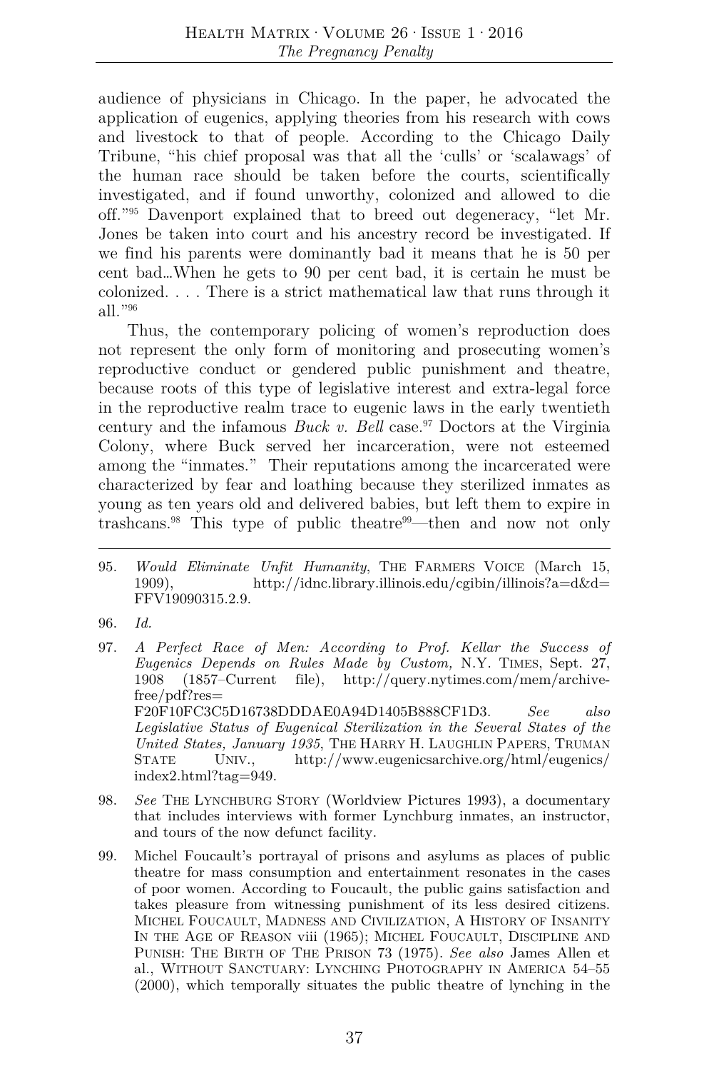audience of physicians in Chicago. In the paper, he advocated the application of eugenics, applying theories from his research with cows and livestock to that of people. According to the Chicago Daily Tribune, "his chief proposal was that all the 'culls' or 'scalawags' of the human race should be taken before the courts, scientifically investigated, and if found unworthy, colonized and allowed to die off."[95] Davenport explained that to breed out degeneracy, "let Mr. Jones be taken into court and his ancestry record be investigated. If we find his parents were dominantly bad it means that he is 50 per cent bad…When he gets to 90 per cent bad, it is certain he must be colonized. . . . There is a strict mathematical law that runs through it all."[96]

Thus, the contemporary policing of women's reproduction does not represent the only form of monitoring and prosecuting women's reproductive conduct or gendered public punishment and theatre, because roots of this type of legislative interest and extra-legal force in the reproductive realm trace to eugenic laws in the early twentieth century and the infamous *Buck v. Bell* case.[97] Doctors at the Virginia Colony, where Buck served her incarceration, were not esteemed among the "inmates." Their reputations among the incarcerated were characterized by fear and loathing because they sterilized inmates as young as ten years old and delivered babies, but left them to expire in trashcans.[98] This type of public theatre[99]—then and now not only

---

95. *Would Eliminate Unfit Humanity*, THE FARMERS VOICE (March 15, 1909), http://idnc.library.illinois.edu/cgibin/illinois?a=d&d=FFV19090315.2.9.

96. *Id.*

97. *A Perfect Race of Men: According to Prof. Kellar the Success of Eugenics Depends on Rules Made by Custom,* N.Y. TIMES, Sept. 27, 1908 (1857–Current file), http://query.nytimes.com/mem/archive-free/pdf?res=F20F10FC3C5D16738DDDAE0A94D1405B888CF1D3. *See also Legislative Status of Eugenical Sterilization in the Several States of the United States, January 1935*, THE HARRY H. LAUGHLIN PAPERS, TRUMAN STATE UNIV., http://www.eugenicsarchive.org/html/eugenics/index2.html?tag=949.

98. *See* THE LYNCHBURG STORY (Worldview Pictures 1993), a documentary that includes interviews with former Lynchburg inmates, an instructor, and tours of the now defunct facility.

99. Michel Foucault's portrayal of prisons and asylums as places of public theatre for mass consumption and entertainment resonates in the cases of poor women. According to Foucault, the public gains satisfaction and takes pleasure from witnessing punishment of its less desired citizens. MICHEL FOUCAULT, MADNESS AND CIVILIZATION, A HISTORY OF INSANITY IN THE AGE OF REASON viii (1965); MICHEL FOUCAULT, DISCIPLINE AND PUNISH: THE BIRTH OF THE PRISON 73 (1975). *See also* James Allen et al., WITHOUT SANCTUARY: LYNCHING PHOTOGRAPHY IN AMERICA 54–55 (2000), which temporally situates the public theatre of lynching in the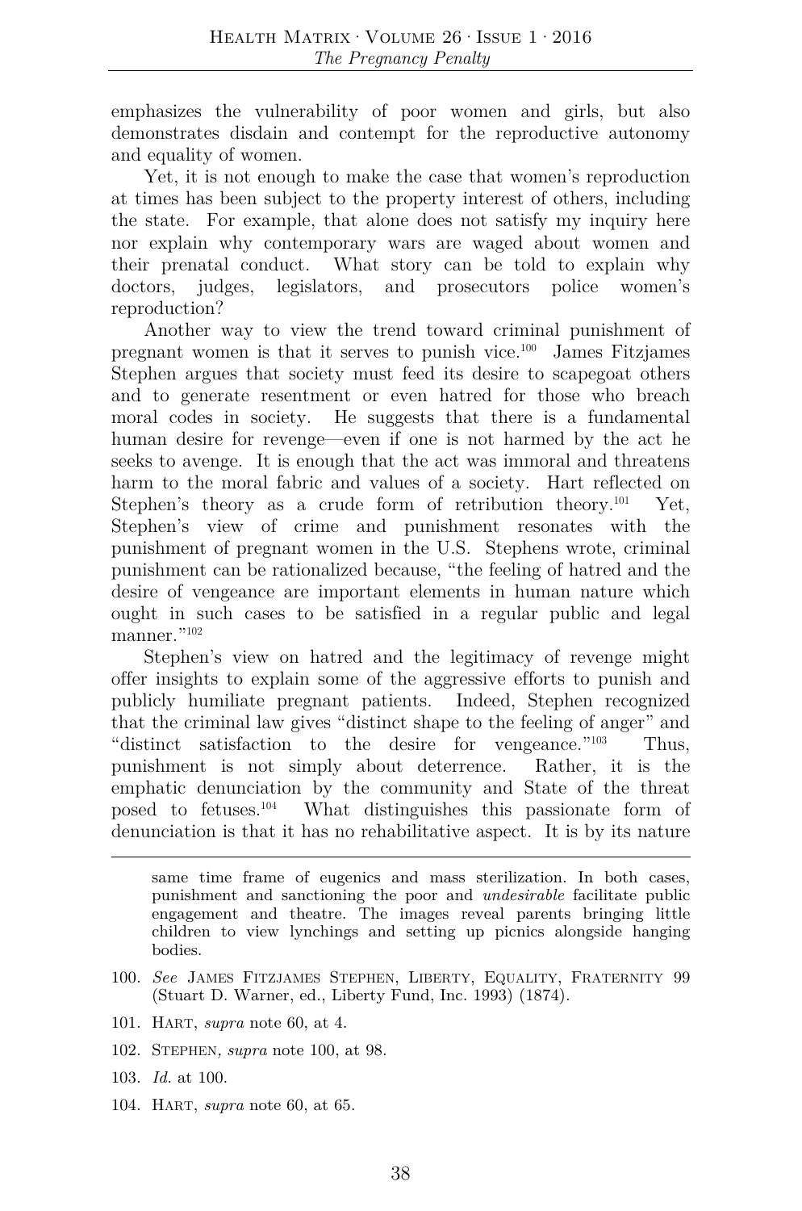emphasizes the vulnerability of poor women and girls, but also demonstrates disdain and contempt for the reproductive autonomy and equality of women.

Yet, it is not enough to make the case that women's reproduction at times has been subject to the property interest of others, including the state. For example, that alone does not satisfy my inquiry here nor explain why contemporary wars are waged about women and their prenatal conduct. What story can be told to explain why doctors, judges, legislators, and prosecutors police women's reproduction?

Another way to view the trend toward criminal punishment of pregnant women is that it serves to punish vice.[100] James Fitzjames Stephen argues that society must feed its desire to scapegoat others and to generate resentment or even hatred for those who breach moral codes in society. He suggests that there is a fundamental human desire for revenge—even if one is not harmed by the act he seeks to avenge. It is enough that the act was immoral and threatens harm to the moral fabric and values of a society. Hart reflected on Stephen's theory as a crude form of retribution theory.[101] Yet, Stephen's view of crime and punishment resonates with the punishment of pregnant women in the U.S. Stephens wrote, criminal punishment can be rationalized because, "the feeling of hatred and the desire of vengeance are important elements in human nature which ought in such cases to be satisfied in a regular public and legal manner."[102]

Stephen's view on hatred and the legitimacy of revenge might offer insights to explain some of the aggressive efforts to punish and publicly humiliate pregnant patients. Indeed, Stephen recognized that the criminal law gives "distinct shape to the feeling of anger" and "distinct satisfaction to the desire for vengeance."[103] Thus, punishment is not simply about deterrence. Rather, it is the emphatic denunciation by the community and State of the threat posed to fetuses.[104] What distinguishes this passionate form of denunciation is that it has no rehabilitative aspect. It is by its nature

---

same time frame of eugenics and mass sterilization. In both cases, punishment and sanctioning the poor and *undesirable* facilitate public engagement and theatre. The images reveal parents bringing little children to view lynchings and setting up picnics alongside hanging bodies.

100. *See* JAMES FITZJAMES STEPHEN, LIBERTY, EQUALITY, FRATERNITY 99 (Stuart D. Warner, ed., Liberty Fund, Inc. 1993) (1874).

101. HART, *supra* note 60, at 4.

102. STEPHEN, *supra* note 100, at 98.

103. *Id.* at 100.

104. HART, *supra* note 60, at 65.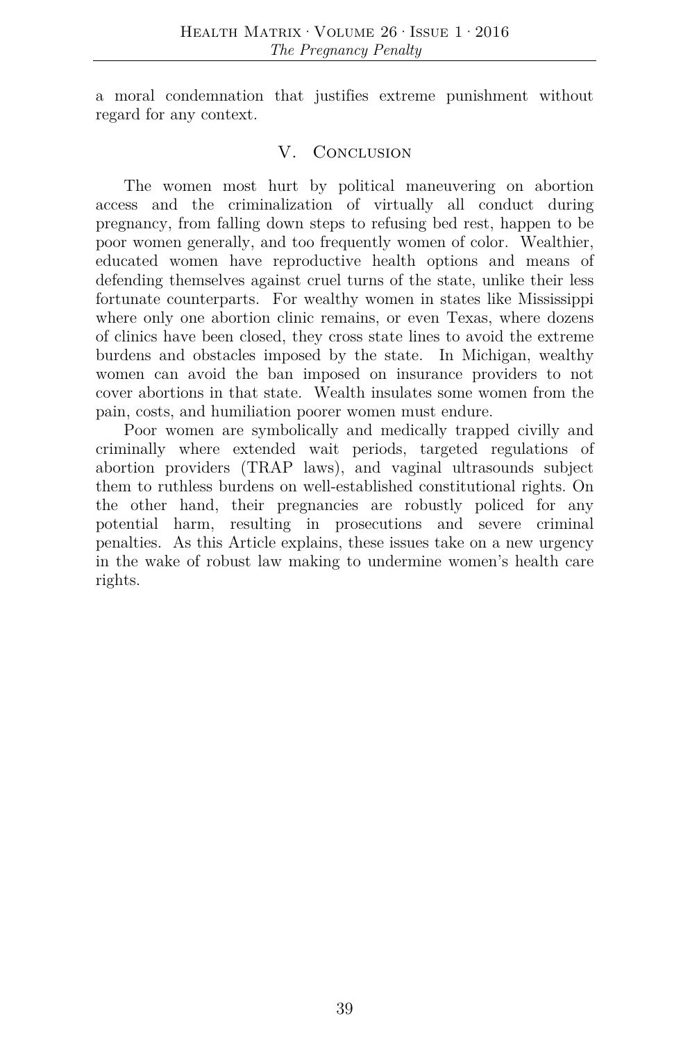a moral condemnation that justifies extreme punishment without regard for any context.

## V. Conclusion

The women most hurt by political maneuvering on abortion access and the criminalization of virtually all conduct during pregnancy, from falling down steps to refusing bed rest, happen to be poor women generally, and too frequently women of color. Wealthier, educated women have reproductive health options and means of defending themselves against cruel turns of the state, unlike their less fortunate counterparts. For wealthy women in states like Mississippi where only one abortion clinic remains, or even Texas, where dozens of clinics have been closed, they cross state lines to avoid the extreme burdens and obstacles imposed by the state. In Michigan, wealthy women can avoid the ban imposed on insurance providers to not cover abortions in that state. Wealth insulates some women from the pain, costs, and humiliation poorer women must endure.

Poor women are symbolically and medically trapped civilly and criminally where extended wait periods, targeted regulations of abortion providers (TRAP laws), and vaginal ultrasounds subject them to ruthless burdens on well-established constitutional rights. On the other hand, their pregnancies are robustly policed for any potential harm, resulting in prosecutions and severe criminal penalties. As this Article explains, these issues take on a new urgency in the wake of robust law making to undermine women's health care rights.